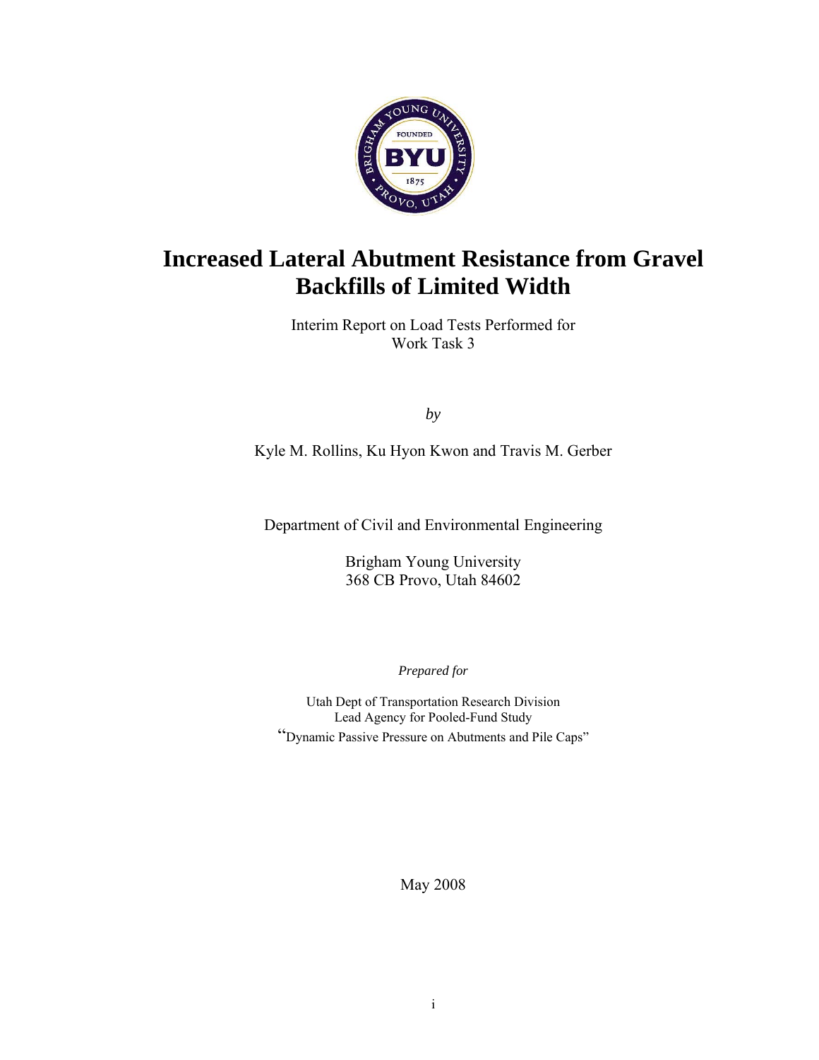# Increased Lateral Abutment Resistance from Gravel Backfills of Limited Width

Interim Report on Load Tests Performed for
Work Task 3

*by*

Kyle M. Rollins, Ku Hyon Kwon and Travis M. Gerber

Department of Civil and Environmental Engineering

Brigham Young University
368 CB Provo, Utah 84602

*Prepared for*

Utah Dept of Transportation Research Division
Lead Agency for Pooled-Fund Study
"Dynamic Passive Pressure on Abutments and Pile Caps"

May 2008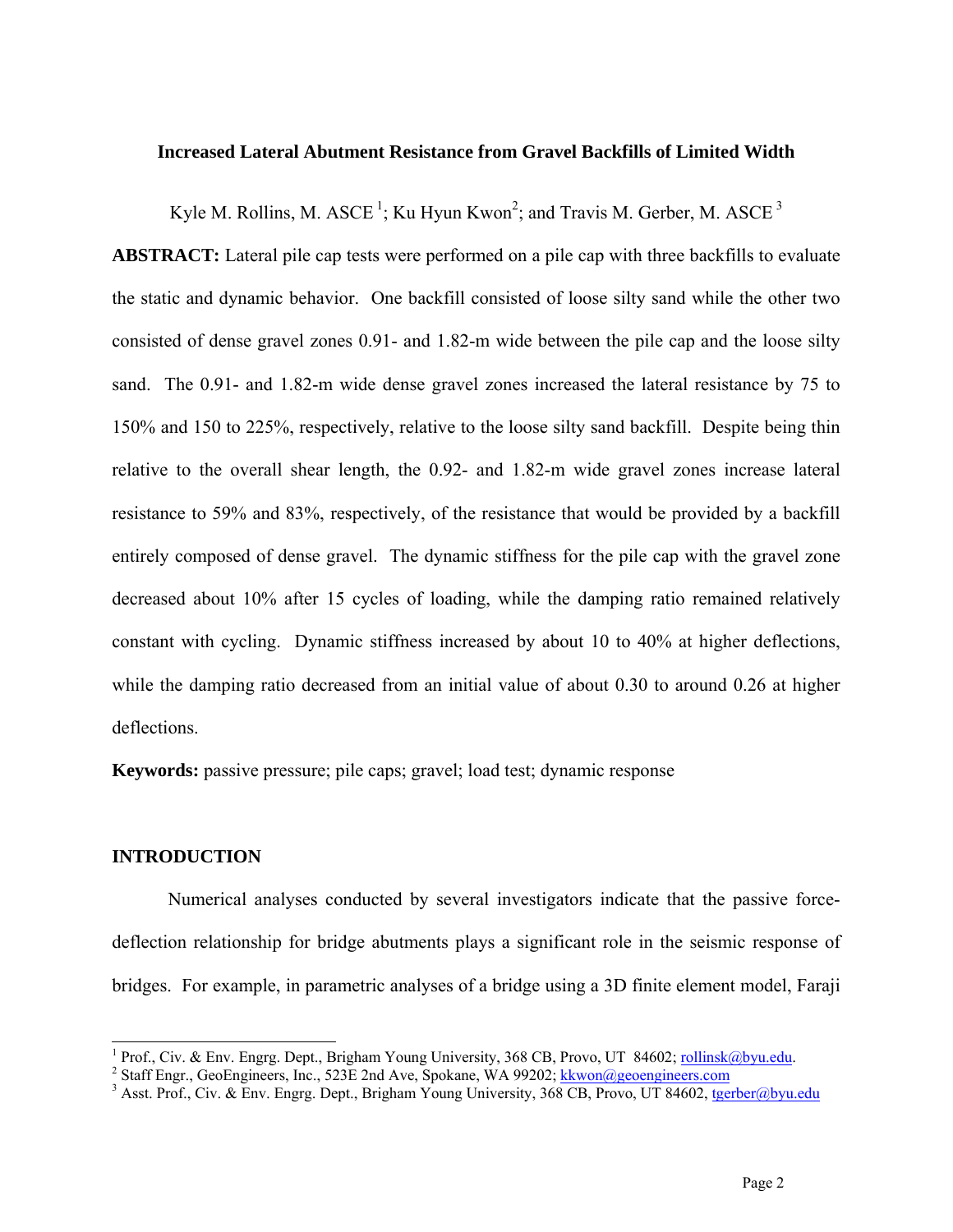**Increased Lateral Abutment Resistance from Gravel Backfills of Limited Width**

Kyle M. Rollins, M. ASCE [1]; Ku Hyun Kwon[2]; and Travis M. Gerber, M. ASCE [3]

**ABSTRACT:** Lateral pile cap tests were performed on a pile cap with three backfills to evaluate the static and dynamic behavior. One backfill consisted of loose silty sand while the other two consisted of dense gravel zones 0.91- and 1.82-m wide between the pile cap and the loose silty sand. The 0.91- and 1.82-m wide dense gravel zones increased the lateral resistance by 75 to 150% and 150 to 225%, respectively, relative to the loose silty sand backfill. Despite being thin relative to the overall shear length, the 0.92- and 1.82-m wide gravel zones increase lateral resistance to 59% and 83%, respectively, of the resistance that would be provided by a backfill entirely composed of dense gravel. The dynamic stiffness for the pile cap with the gravel zone decreased about 10% after 15 cycles of loading, while the damping ratio remained relatively constant with cycling. Dynamic stiffness increased by about 10 to 40% at higher deflections, while the damping ratio decreased from an initial value of about 0.30 to around 0.26 at higher deflections.

**Keywords:** passive pressure; pile caps; gravel; load test; dynamic response

## INTRODUCTION

Numerical analyses conducted by several investigators indicate that the passive force-deflection relationship for bridge abutments plays a significant role in the seismic response of bridges. For example, in parametric analyses of a bridge using a 3D finite element model, Faraji

---

[1] Prof., Civ. & Env. Engrg. Dept., Brigham Young University, 368 CB, Provo, UT 84602; rollinsk@byu.edu.
[2] Staff Engr., GeoEngineers, Inc., 523E 2nd Ave, Spokane, WA 99202; kkwon@geoengineers.com
[3] Asst. Prof., Civ. & Env. Engrg. Dept., Brigham Young University, 368 CB, Provo, UT 84602, tgerber@byu.edu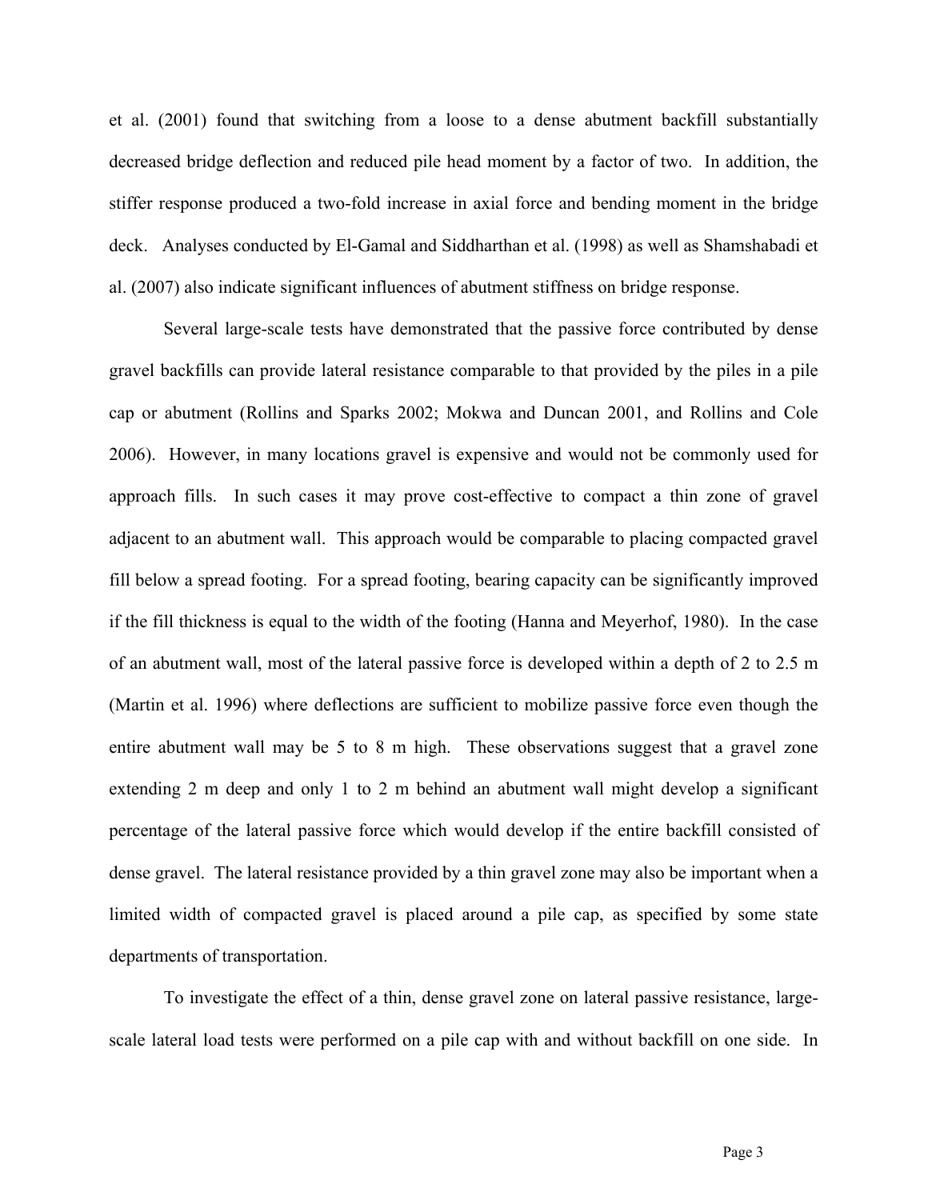et al. (2001) found that switching from a loose to a dense abutment backfill substantially decreased bridge deflection and reduced pile head moment by a factor of two. In addition, the stiffer response produced a two-fold increase in axial force and bending moment in the bridge deck. Analyses conducted by El-Gamal and Siddharthan et al. (1998) as well as Shamshabadi et al. (2007) also indicate significant influences of abutment stiffness on bridge response.

Several large-scale tests have demonstrated that the passive force contributed by dense gravel backfills can provide lateral resistance comparable to that provided by the piles in a pile cap or abutment (Rollins and Sparks 2002; Mokwa and Duncan 2001, and Rollins and Cole 2006). However, in many locations gravel is expensive and would not be commonly used for approach fills. In such cases it may prove cost-effective to compact a thin zone of gravel adjacent to an abutment wall. This approach would be comparable to placing compacted gravel fill below a spread footing. For a spread footing, bearing capacity can be significantly improved if the fill thickness is equal to the width of the footing (Hanna and Meyerhof, 1980). In the case of an abutment wall, most of the lateral passive force is developed within a depth of 2 to 2.5 m (Martin et al. 1996) where deflections are sufficient to mobilize passive force even though the entire abutment wall may be 5 to 8 m high. These observations suggest that a gravel zone extending 2 m deep and only 1 to 2 m behind an abutment wall might develop a significant percentage of the lateral passive force which would develop if the entire backfill consisted of dense gravel. The lateral resistance provided by a thin gravel zone may also be important when a limited width of compacted gravel is placed around a pile cap, as specified by some state departments of transportation.

To investigate the effect of a thin, dense gravel zone on lateral passive resistance, large-scale lateral load tests were performed on a pile cap with and without backfill on one side. In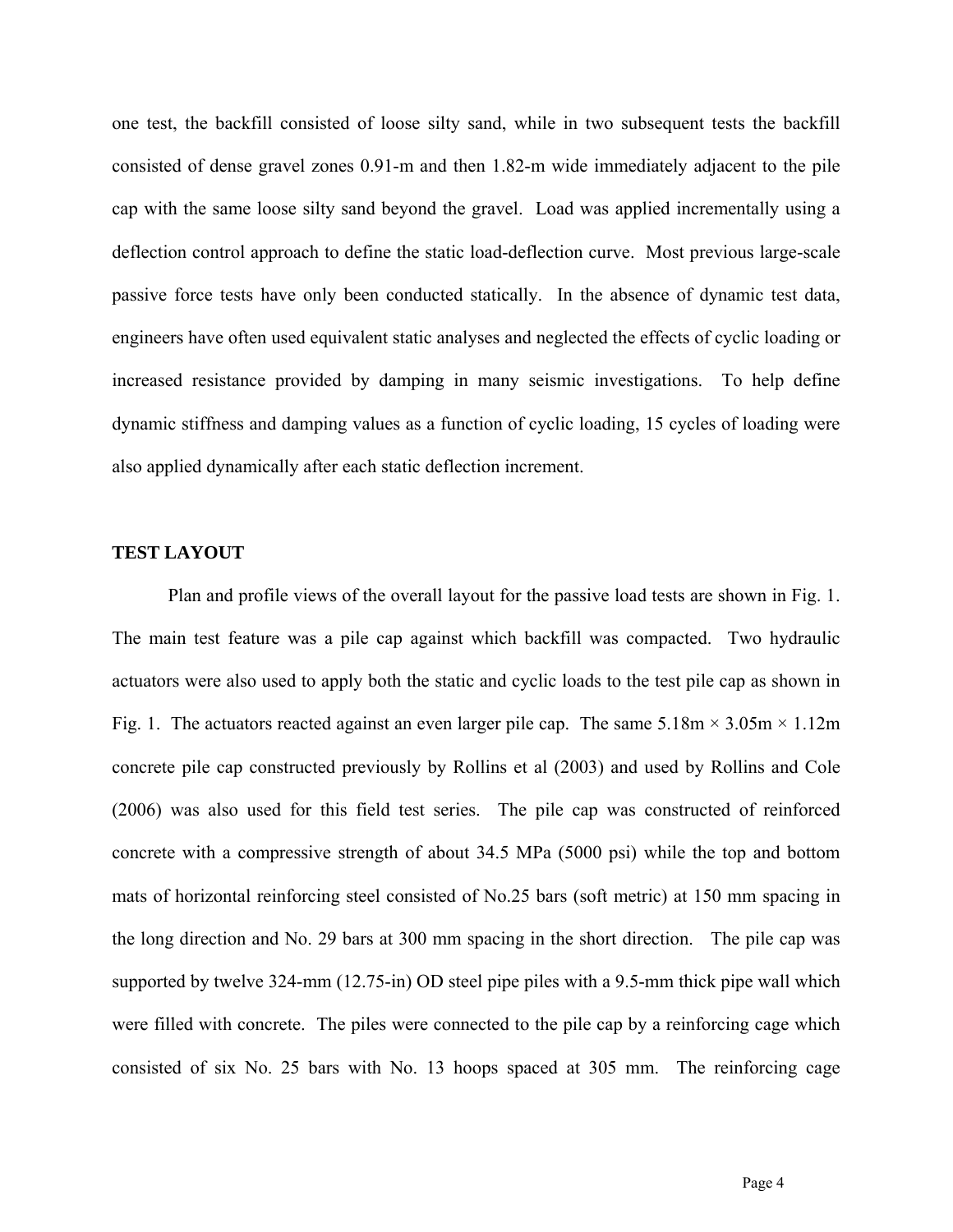one test, the backfill consisted of loose silty sand, while in two subsequent tests the backfill consisted of dense gravel zones 0.91-m and then 1.82-m wide immediately adjacent to the pile cap with the same loose silty sand beyond the gravel. Load was applied incrementally using a deflection control approach to define the static load-deflection curve. Most previous large-scale passive force tests have only been conducted statically. In the absence of dynamic test data, engineers have often used equivalent static analyses and neglected the effects of cyclic loading or increased resistance provided by damping in many seismic investigations. To help define dynamic stiffness and damping values as a function of cyclic loading, 15 cycles of loading were also applied dynamically after each static deflection increment.

## TEST LAYOUT

Plan and profile views of the overall layout for the passive load tests are shown in Fig. 1. The main test feature was a pile cap against which backfill was compacted. Two hydraulic actuators were also used to apply both the static and cyclic loads to the test pile cap as shown in Fig. 1. The actuators reacted against an even larger pile cap. The same 5.18m × 3.05m × 1.12m concrete pile cap constructed previously by Rollins et al (2003) and used by Rollins and Cole (2006) was also used for this field test series. The pile cap was constructed of reinforced concrete with a compressive strength of about 34.5 MPa (5000 psi) while the top and bottom mats of horizontal reinforcing steel consisted of No.25 bars (soft metric) at 150 mm spacing in the long direction and No. 29 bars at 300 mm spacing in the short direction. The pile cap was supported by twelve 324-mm (12.75-in) OD steel pipe piles with a 9.5-mm thick pipe wall which were filled with concrete. The piles were connected to the pile cap by a reinforcing cage which consisted of six No. 25 bars with No. 13 hoops spaced at 305 mm. The reinforcing cage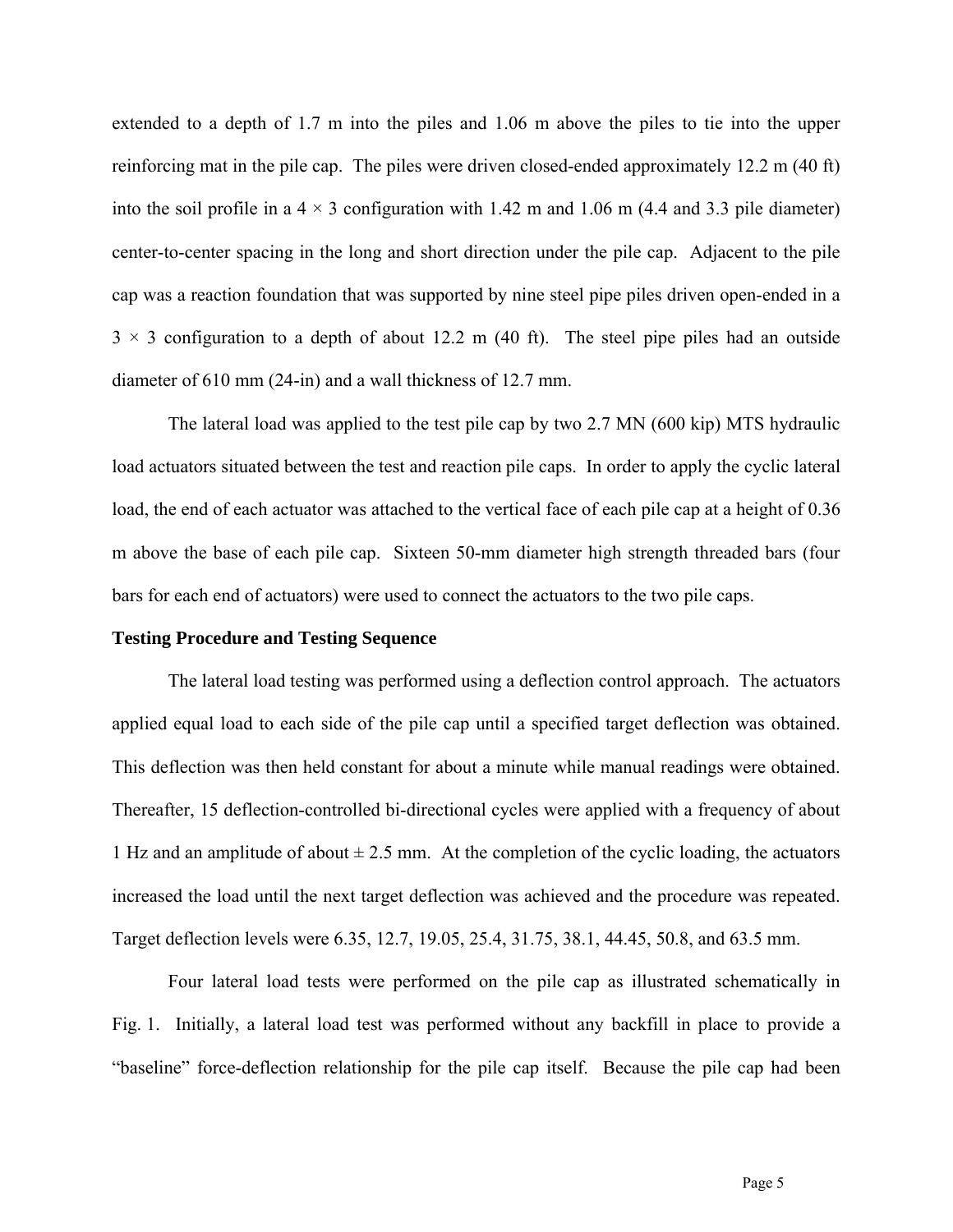extended to a depth of 1.7 m into the piles and 1.06 m above the piles to tie into the upper reinforcing mat in the pile cap. The piles were driven closed-ended approximately 12.2 m (40 ft) into the soil profile in a 4 × 3 configuration with 1.42 m and 1.06 m (4.4 and 3.3 pile diameter) center-to-center spacing in the long and short direction under the pile cap. Adjacent to the pile cap was a reaction foundation that was supported by nine steel pipe piles driven open-ended in a 3 × 3 configuration to a depth of about 12.2 m (40 ft). The steel pipe piles had an outside diameter of 610 mm (24-in) and a wall thickness of 12.7 mm.

The lateral load was applied to the test pile cap by two 2.7 MN (600 kip) MTS hydraulic load actuators situated between the test and reaction pile caps. In order to apply the cyclic lateral load, the end of each actuator was attached to the vertical face of each pile cap at a height of 0.36 m above the base of each pile cap. Sixteen 50-mm diameter high strength threaded bars (four bars for each end of actuators) were used to connect the actuators to the two pile caps.

**Testing Procedure and Testing Sequence**

The lateral load testing was performed using a deflection control approach. The actuators applied equal load to each side of the pile cap until a specified target deflection was obtained. This deflection was then held constant for about a minute while manual readings were obtained. Thereafter, 15 deflection-controlled bi-directional cycles were applied with a frequency of about 1 Hz and an amplitude of about ± 2.5 mm. At the completion of the cyclic loading, the actuators increased the load until the next target deflection was achieved and the procedure was repeated. Target deflection levels were 6.35, 12.7, 19.05, 25.4, 31.75, 38.1, 44.45, 50.8, and 63.5 mm.

Four lateral load tests were performed on the pile cap as illustrated schematically in Fig. 1. Initially, a lateral load test was performed without any backfill in place to provide a "baseline" force-deflection relationship for the pile cap itself. Because the pile cap had been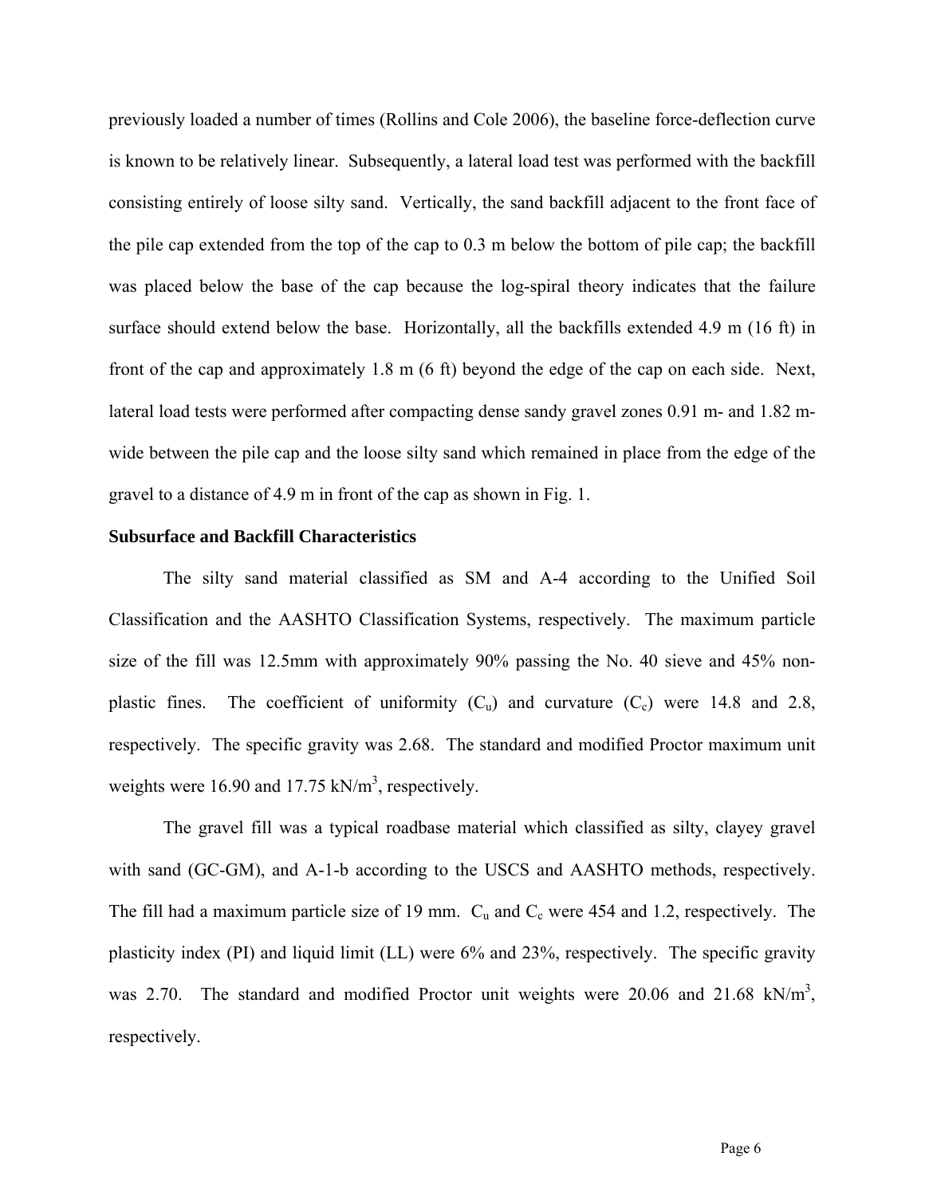previously loaded a number of times (Rollins and Cole 2006), the baseline force-deflection curve is known to be relatively linear. Subsequently, a lateral load test was performed with the backfill consisting entirely of loose silty sand. Vertically, the sand backfill adjacent to the front face of the pile cap extended from the top of the cap to 0.3 m below the bottom of pile cap; the backfill was placed below the base of the cap because the log-spiral theory indicates that the failure surface should extend below the base. Horizontally, all the backfills extended 4.9 m (16 ft) in front of the cap and approximately 1.8 m (6 ft) beyond the edge of the cap on each side. Next, lateral load tests were performed after compacting dense sandy gravel zones 0.91 m- and 1.82 m-wide between the pile cap and the loose silty sand which remained in place from the edge of the gravel to a distance of 4.9 m in front of the cap as shown in Fig. 1.

### Subsurface and Backfill Characteristics

The silty sand material classified as SM and A-4 according to the Unified Soil Classification and the AASHTO Classification Systems, respectively. The maximum particle size of the fill was 12.5mm with approximately 90% passing the No. 40 sieve and 45% non-plastic fines. The coefficient of uniformity ($C_u$) and curvature ($C_c$) were 14.8 and 2.8, respectively. The specific gravity was 2.68. The standard and modified Proctor maximum unit weights were 16.90 and 17.75 kN/m$^3$, respectively.

The gravel fill was a typical roadbase material which classified as silty, clayey gravel with sand (GC-GM), and A-1-b according to the USCS and AASHTO methods, respectively. The fill had a maximum particle size of 19 mm. $C_u$ and $C_c$ were 454 and 1.2, respectively. The plasticity index (PI) and liquid limit (LL) were 6% and 23%, respectively. The specific gravity was 2.70. The standard and modified Proctor unit weights were 20.06 and 21.68 kN/m$^3$, respectively.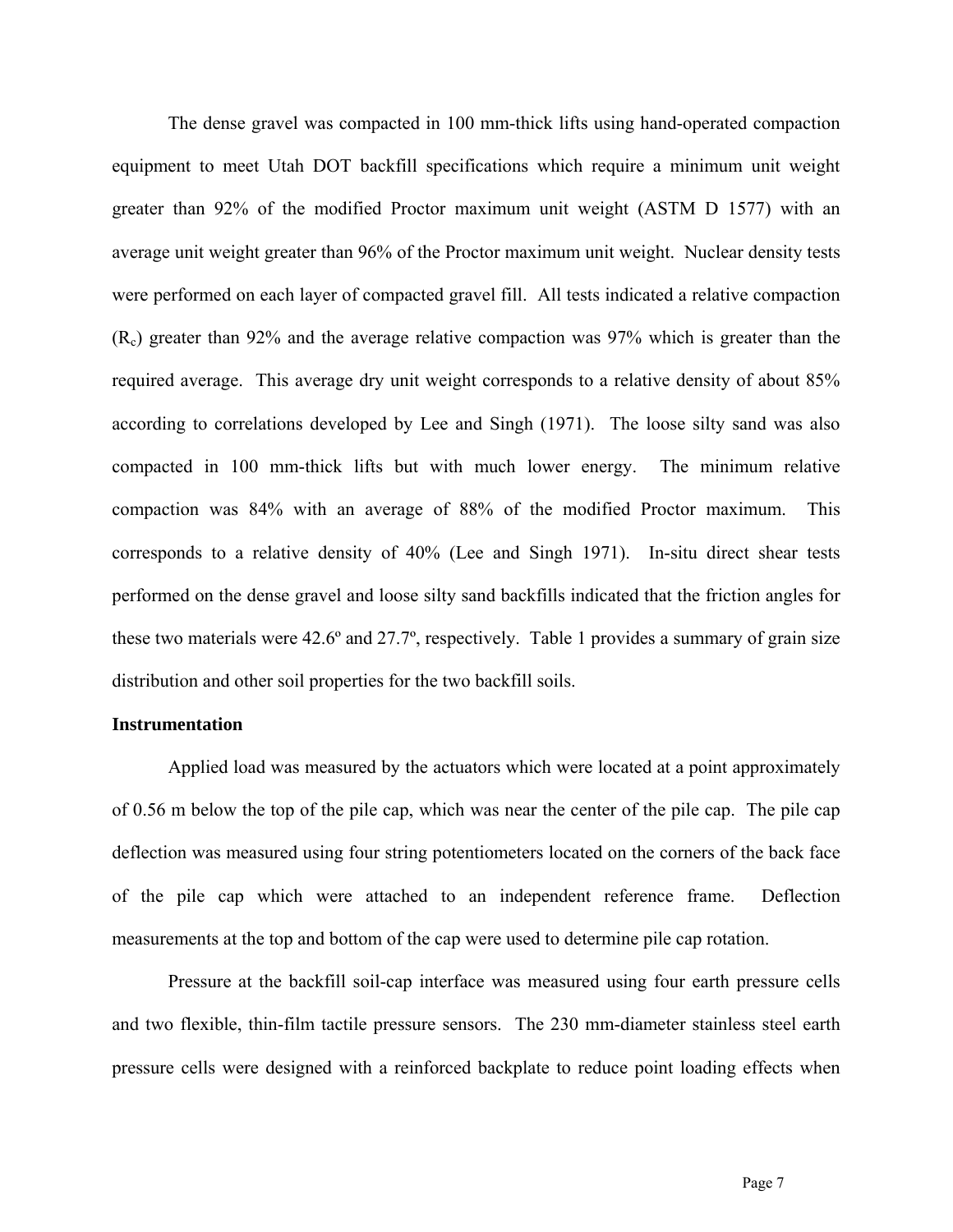The dense gravel was compacted in 100 mm-thick lifts using hand-operated compaction equipment to meet Utah DOT backfill specifications which require a minimum unit weight greater than 92% of the modified Proctor maximum unit weight (ASTM D 1577) with an average unit weight greater than 96% of the Proctor maximum unit weight. Nuclear density tests were performed on each layer of compacted gravel fill. All tests indicated a relative compaction ($R_c$) greater than 92% and the average relative compaction was 97% which is greater than the required average. This average dry unit weight corresponds to a relative density of about 85% according to correlations developed by Lee and Singh (1971). The loose silty sand was also compacted in 100 mm-thick lifts but with much lower energy. The minimum relative compaction was 84% with an average of 88% of the modified Proctor maximum. This corresponds to a relative density of 40% (Lee and Singh 1971). In-situ direct shear tests performed on the dense gravel and loose silty sand backfills indicated that the friction angles for these two materials were 42.6º and 27.7º, respectively. Table 1 provides a summary of grain size distribution and other soil properties for the two backfill soils.

**Instrumentation**

Applied load was measured by the actuators which were located at a point approximately of 0.56 m below the top of the pile cap, which was near the center of the pile cap. The pile cap deflection was measured using four string potentiometers located on the corners of the back face of the pile cap which were attached to an independent reference frame. Deflection measurements at the top and bottom of the cap were used to determine pile cap rotation.

Pressure at the backfill soil-cap interface was measured using four earth pressure cells and two flexible, thin-film tactile pressure sensors. The 230 mm-diameter stainless steel earth pressure cells were designed with a reinforced backplate to reduce point loading effects when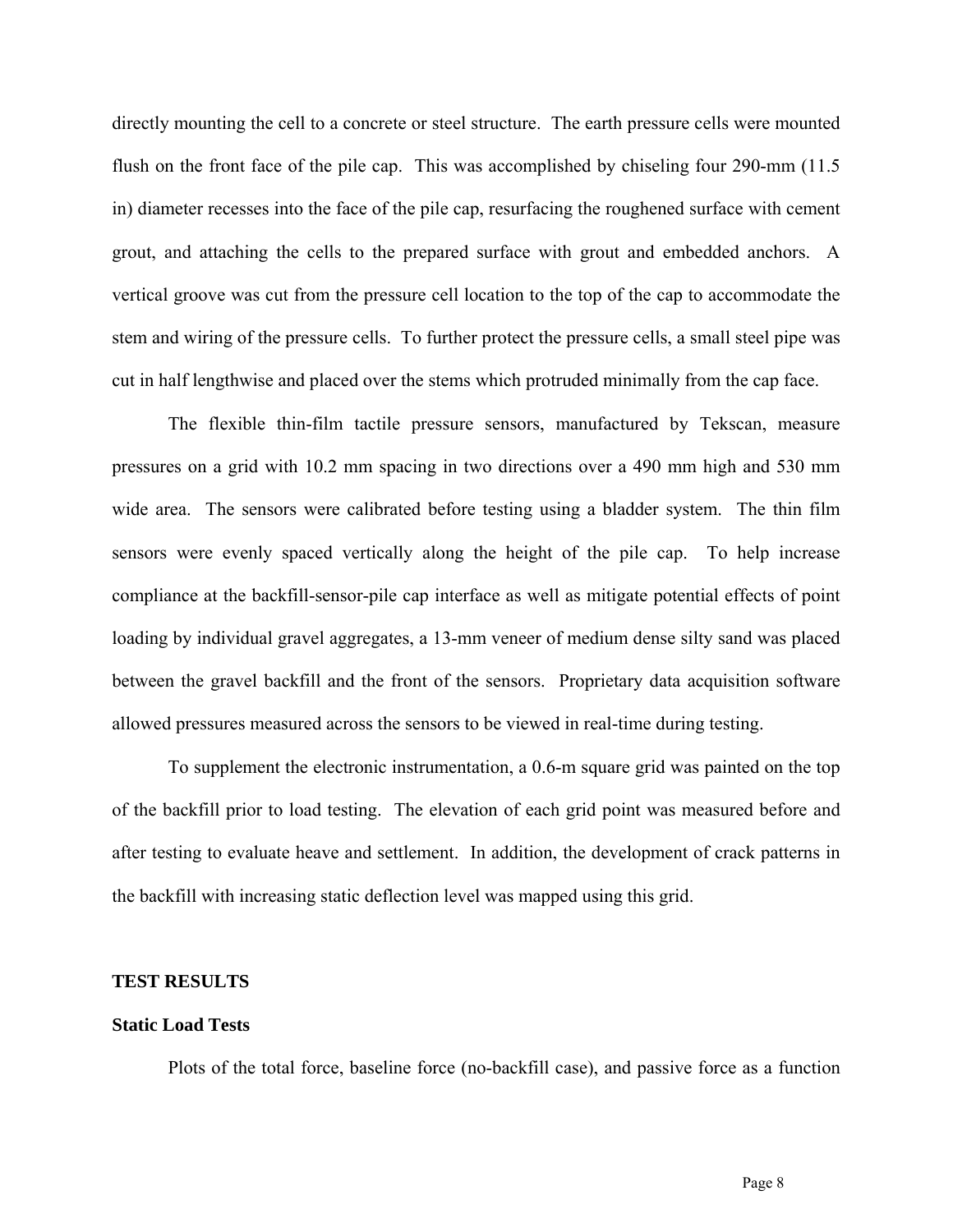directly mounting the cell to a concrete or steel structure. The earth pressure cells were mounted flush on the front face of the pile cap. This was accomplished by chiseling four 290-mm (11.5 in) diameter recesses into the face of the pile cap, resurfacing the roughened surface with cement grout, and attaching the cells to the prepared surface with grout and embedded anchors. A vertical groove was cut from the pressure cell location to the top of the cap to accommodate the stem and wiring of the pressure cells. To further protect the pressure cells, a small steel pipe was cut in half lengthwise and placed over the stems which protruded minimally from the cap face.

The flexible thin-film tactile pressure sensors, manufactured by Tekscan, measure pressures on a grid with 10.2 mm spacing in two directions over a 490 mm high and 530 mm wide area. The sensors were calibrated before testing using a bladder system. The thin film sensors were evenly spaced vertically along the height of the pile cap. To help increase compliance at the backfill-sensor-pile cap interface as well as mitigate potential effects of point loading by individual gravel aggregates, a 13-mm veneer of medium dense silty sand was placed between the gravel backfill and the front of the sensors. Proprietary data acquisition software allowed pressures measured across the sensors to be viewed in real-time during testing.

To supplement the electronic instrumentation, a 0.6-m square grid was painted on the top of the backfill prior to load testing. The elevation of each grid point was measured before and after testing to evaluate heave and settlement. In addition, the development of crack patterns in the backfill with increasing static deflection level was mapped using this grid.

## TEST RESULTS

### Static Load Tests

Plots of the total force, baseline force (no-backfill case), and passive force as a function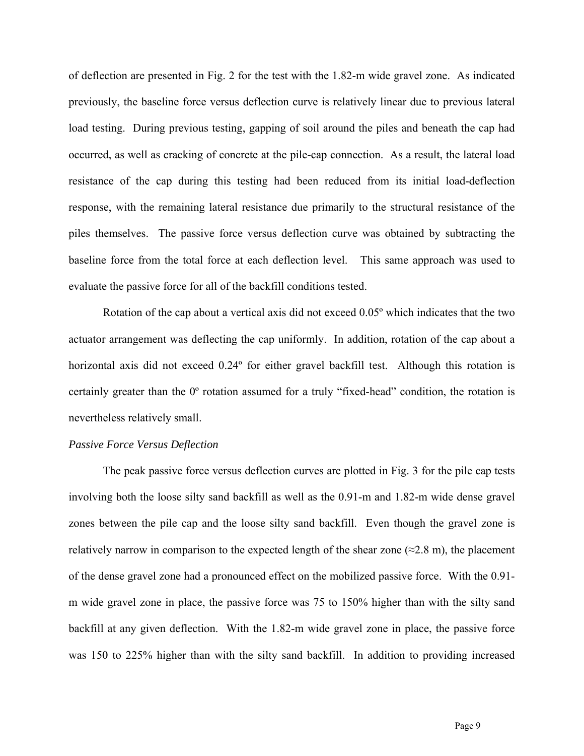of deflection are presented in Fig. 2 for the test with the 1.82-m wide gravel zone. As indicated previously, the baseline force versus deflection curve is relatively linear due to previous lateral load testing. During previous testing, gapping of soil around the piles and beneath the cap had occurred, as well as cracking of concrete at the pile-cap connection. As a result, the lateral load resistance of the cap during this testing had been reduced from its initial load-deflection response, with the remaining lateral resistance due primarily to the structural resistance of the piles themselves. The passive force versus deflection curve was obtained by subtracting the baseline force from the total force at each deflection level. This same approach was used to evaluate the passive force for all of the backfill conditions tested.

Rotation of the cap about a vertical axis did not exceed 0.05º which indicates that the two actuator arrangement was deflecting the cap uniformly. In addition, rotation of the cap about a horizontal axis did not exceed 0.24º for either gravel backfill test. Although this rotation is certainly greater than the 0º rotation assumed for a truly "fixed-head" condition, the rotation is nevertheless relatively small.

*Passive Force Versus Deflection*

The peak passive force versus deflection curves are plotted in Fig. 3 for the pile cap tests involving both the loose silty sand backfill as well as the 0.91-m and 1.82-m wide dense gravel zones between the pile cap and the loose silty sand backfill. Even though the gravel zone is relatively narrow in comparison to the expected length of the shear zone (≈2.8 m), the placement of the dense gravel zone had a pronounced effect on the mobilized passive force. With the 0.91-m wide gravel zone in place, the passive force was 75 to 150% higher than with the silty sand backfill at any given deflection. With the 1.82-m wide gravel zone in place, the passive force was 150 to 225% higher than with the silty sand backfill. In addition to providing increased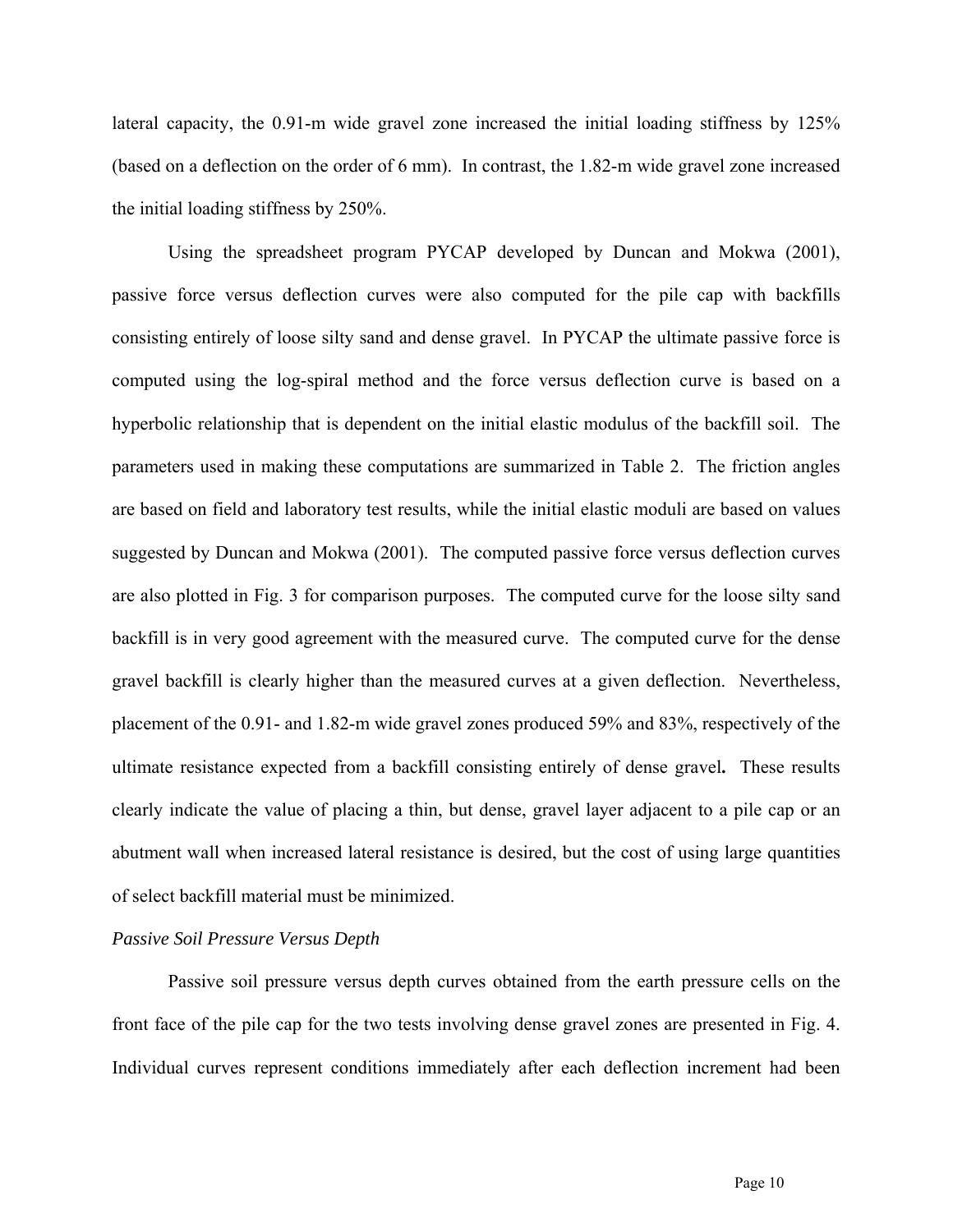lateral capacity, the 0.91-m wide gravel zone increased the initial loading stiffness by 125% (based on a deflection on the order of 6 mm). In contrast, the 1.82-m wide gravel zone increased the initial loading stiffness by 250%.

Using the spreadsheet program PYCAP developed by Duncan and Mokwa (2001), passive force versus deflection curves were also computed for the pile cap with backfills consisting entirely of loose silty sand and dense gravel. In PYCAP the ultimate passive force is computed using the log-spiral method and the force versus deflection curve is based on a hyperbolic relationship that is dependent on the initial elastic modulus of the backfill soil. The parameters used in making these computations are summarized in Table 2. The friction angles are based on field and laboratory test results, while the initial elastic moduli are based on values suggested by Duncan and Mokwa (2001). The computed passive force versus deflection curves are also plotted in Fig. 3 for comparison purposes. The computed curve for the loose silty sand backfill is in very good agreement with the measured curve. The computed curve for the dense gravel backfill is clearly higher than the measured curves at a given deflection. Nevertheless, placement of the 0.91- and 1.82-m wide gravel zones produced 59% and 83%, respectively of the ultimate resistance expected from a backfill consisting entirely of dense gravel**.** These results clearly indicate the value of placing a thin, but dense, gravel layer adjacent to a pile cap or an abutment wall when increased lateral resistance is desired, but the cost of using large quantities of select backfill material must be minimized.

*Passive Soil Pressure Versus Depth*

Passive soil pressure versus depth curves obtained from the earth pressure cells on the front face of the pile cap for the two tests involving dense gravel zones are presented in Fig. 4. Individual curves represent conditions immediately after each deflection increment had been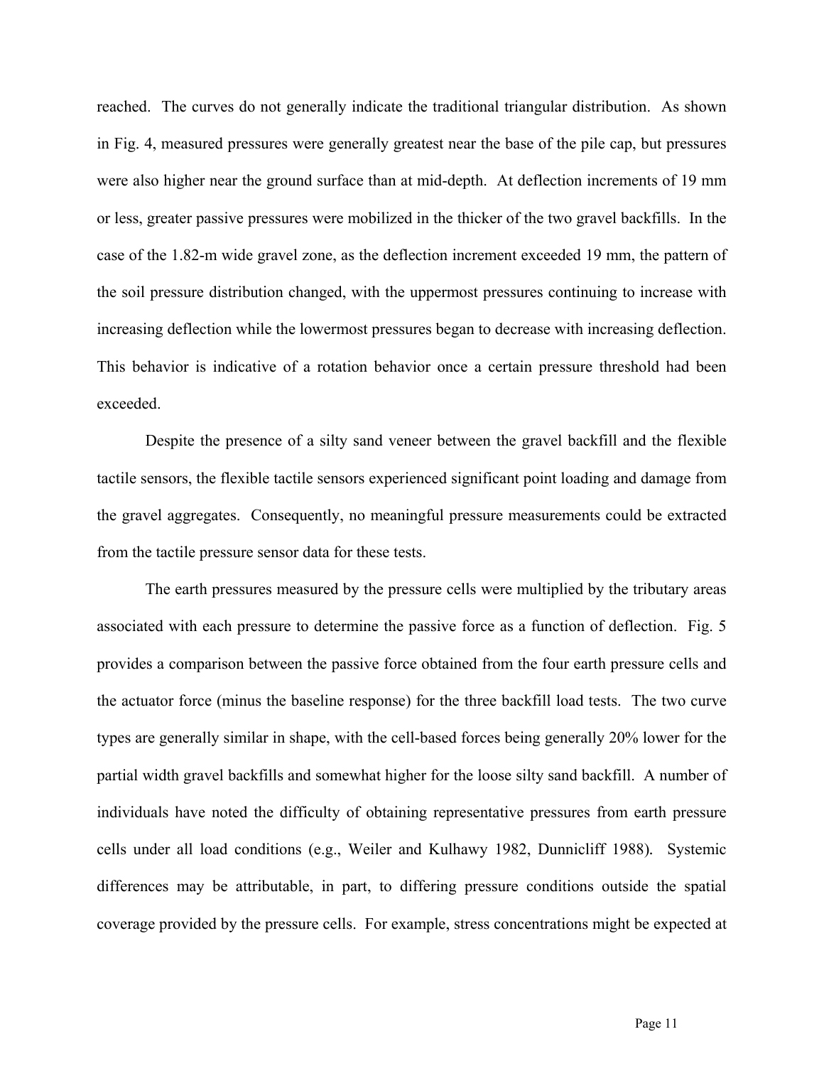reached. The curves do not generally indicate the traditional triangular distribution. As shown in Fig. 4, measured pressures were generally greatest near the base of the pile cap, but pressures were also higher near the ground surface than at mid-depth. At deflection increments of 19 mm or less, greater passive pressures were mobilized in the thicker of the two gravel backfills. In the case of the 1.82-m wide gravel zone, as the deflection increment exceeded 19 mm, the pattern of the soil pressure distribution changed, with the uppermost pressures continuing to increase with increasing deflection while the lowermost pressures began to decrease with increasing deflection. This behavior is indicative of a rotation behavior once a certain pressure threshold had been exceeded.

Despite the presence of a silty sand veneer between the gravel backfill and the flexible tactile sensors, the flexible tactile sensors experienced significant point loading and damage from the gravel aggregates. Consequently, no meaningful pressure measurements could be extracted from the tactile pressure sensor data for these tests.

The earth pressures measured by the pressure cells were multiplied by the tributary areas associated with each pressure to determine the passive force as a function of deflection. Fig. 5 provides a comparison between the passive force obtained from the four earth pressure cells and the actuator force (minus the baseline response) for the three backfill load tests. The two curve types are generally similar in shape, with the cell-based forces being generally 20% lower for the partial width gravel backfills and somewhat higher for the loose silty sand backfill. A number of individuals have noted the difficulty of obtaining representative pressures from earth pressure cells under all load conditions (e.g., Weiler and Kulhawy 1982, Dunnicliff 1988). Systemic differences may be attributable, in part, to differing pressure conditions outside the spatial coverage provided by the pressure cells. For example, stress concentrations might be expected at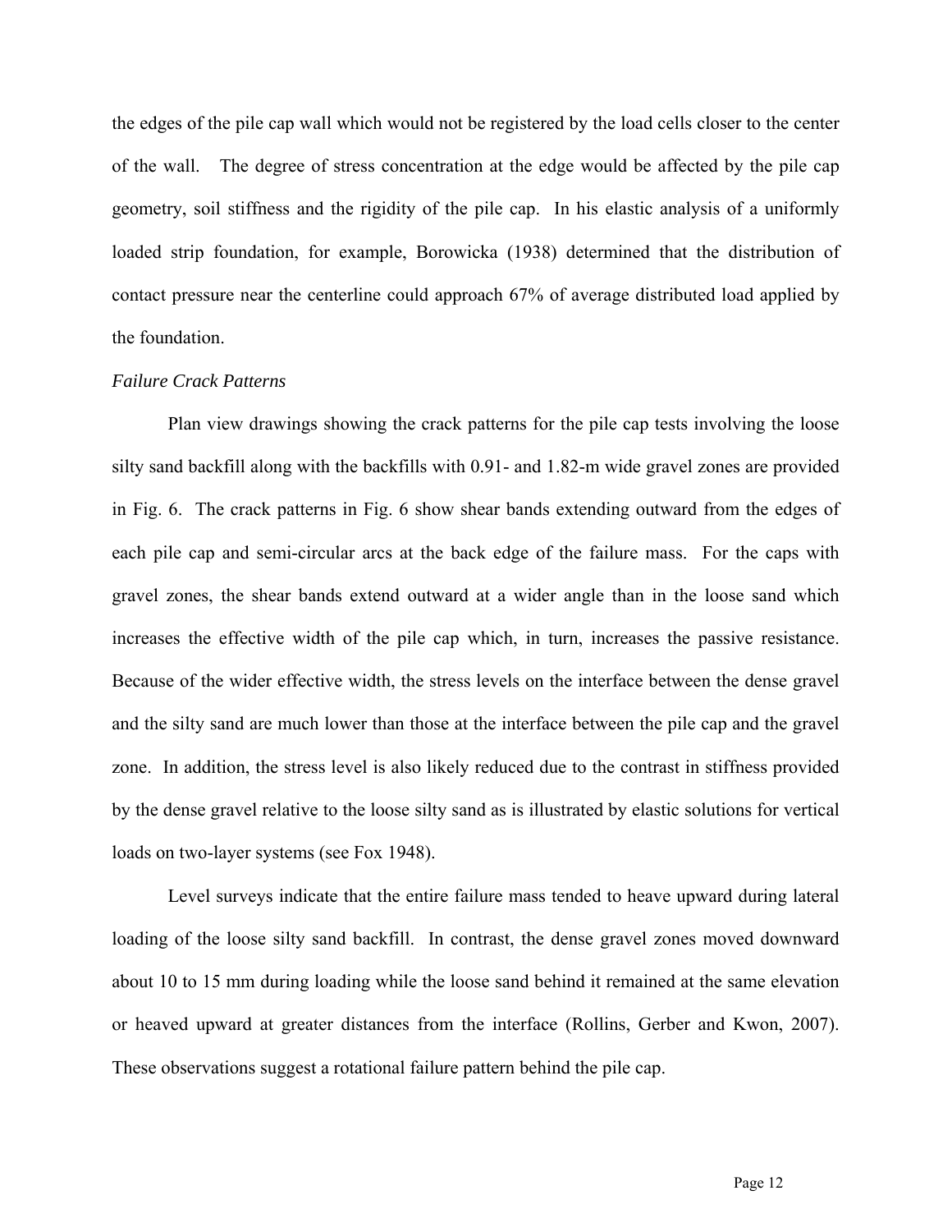the edges of the pile cap wall which would not be registered by the load cells closer to the center of the wall. The degree of stress concentration at the edge would be affected by the pile cap geometry, soil stiffness and the rigidity of the pile cap. In his elastic analysis of a uniformly loaded strip foundation, for example, Borowicka (1938) determined that the distribution of contact pressure near the centerline could approach 67% of average distributed load applied by the foundation.

*Failure Crack Patterns*

Plan view drawings showing the crack patterns for the pile cap tests involving the loose silty sand backfill along with the backfills with 0.91- and 1.82-m wide gravel zones are provided in Fig. 6. The crack patterns in Fig. 6 show shear bands extending outward from the edges of each pile cap and semi-circular arcs at the back edge of the failure mass. For the caps with gravel zones, the shear bands extend outward at a wider angle than in the loose sand which increases the effective width of the pile cap which, in turn, increases the passive resistance. Because of the wider effective width, the stress levels on the interface between the dense gravel and the silty sand are much lower than those at the interface between the pile cap and the gravel zone. In addition, the stress level is also likely reduced due to the contrast in stiffness provided by the dense gravel relative to the loose silty sand as is illustrated by elastic solutions for vertical loads on two-layer systems (see Fox 1948).

Level surveys indicate that the entire failure mass tended to heave upward during lateral loading of the loose silty sand backfill. In contrast, the dense gravel zones moved downward about 10 to 15 mm during loading while the loose sand behind it remained at the same elevation or heaved upward at greater distances from the interface (Rollins, Gerber and Kwon, 2007). These observations suggest a rotational failure pattern behind the pile cap.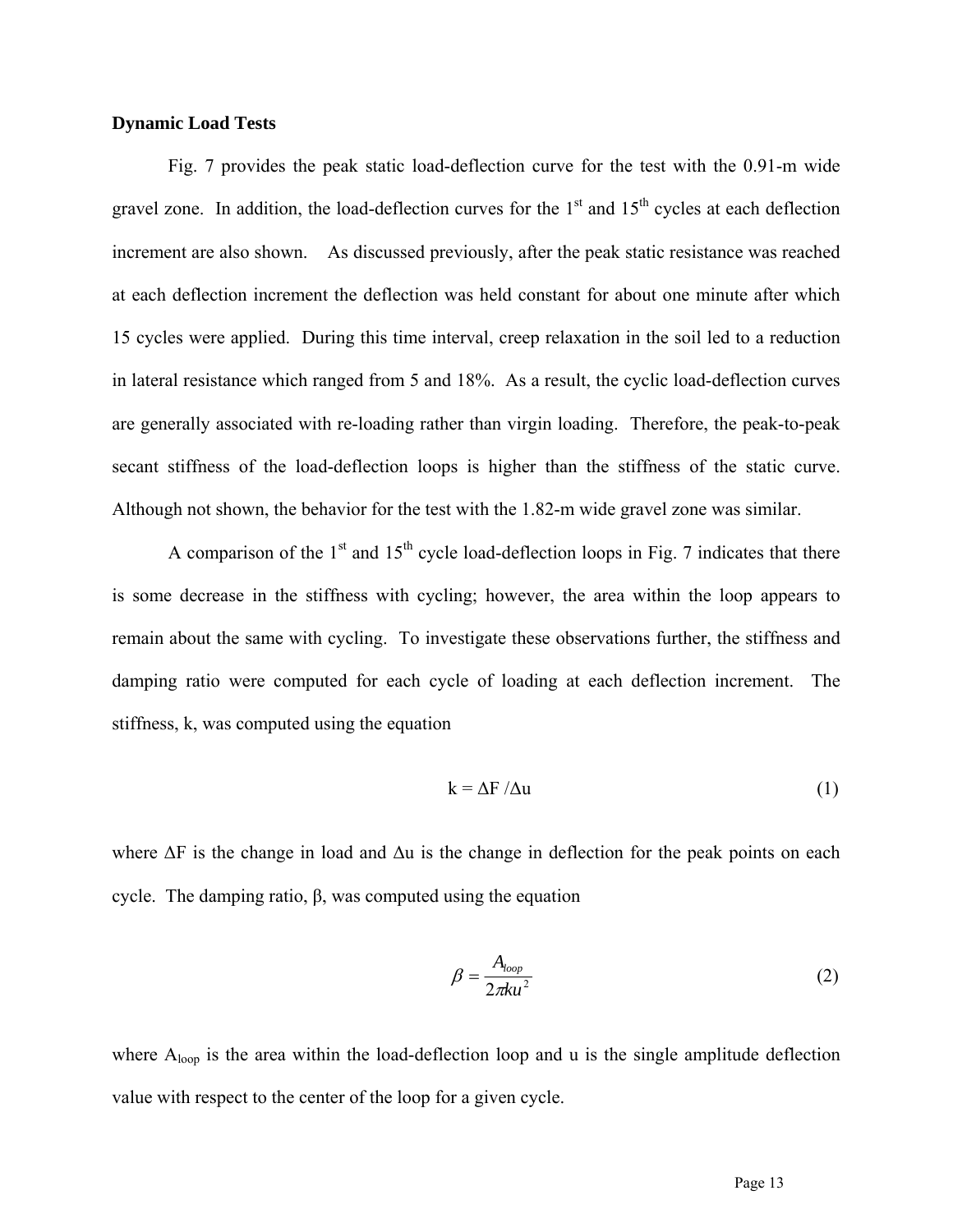**Dynamic Load Tests**

Fig. 7 provides the peak static load-deflection curve for the test with the 0.91-m wide gravel zone. In addition, the load-deflection curves for the 1st and 15th cycles at each deflection increment are also shown. As discussed previously, after the peak static resistance was reached at each deflection increment the deflection was held constant for about one minute after which 15 cycles were applied. During this time interval, creep relaxation in the soil led to a reduction in lateral resistance which ranged from 5 and 18%. As a result, the cyclic load-deflection curves are generally associated with re-loading rather than virgin loading. Therefore, the peak-to-peak secant stiffness of the load-deflection loops is higher than the stiffness of the static curve. Although not shown, the behavior for the test with the 1.82-m wide gravel zone was similar.

A comparison of the 1st and 15th cycle load-deflection loops in Fig. 7 indicates that there is some decrease in the stiffness with cycling; however, the area within the loop appears to remain about the same with cycling. To investigate these observations further, the stiffness and damping ratio were computed for each cycle of loading at each deflection increment. The stiffness, k, was computed using the equation

$$k = \Delta F / \Delta u \tag{1}$$

where $\Delta F$ is the change in load and $\Delta u$ is the change in deflection for the peak points on each cycle. The damping ratio, $\beta$, was computed using the equation

$$\beta = \frac{A_{loop}}{2\pi k u^2} \tag{2}$$

where $A_{loop}$ is the area within the load-deflection loop and u is the single amplitude deflection value with respect to the center of the loop for a given cycle.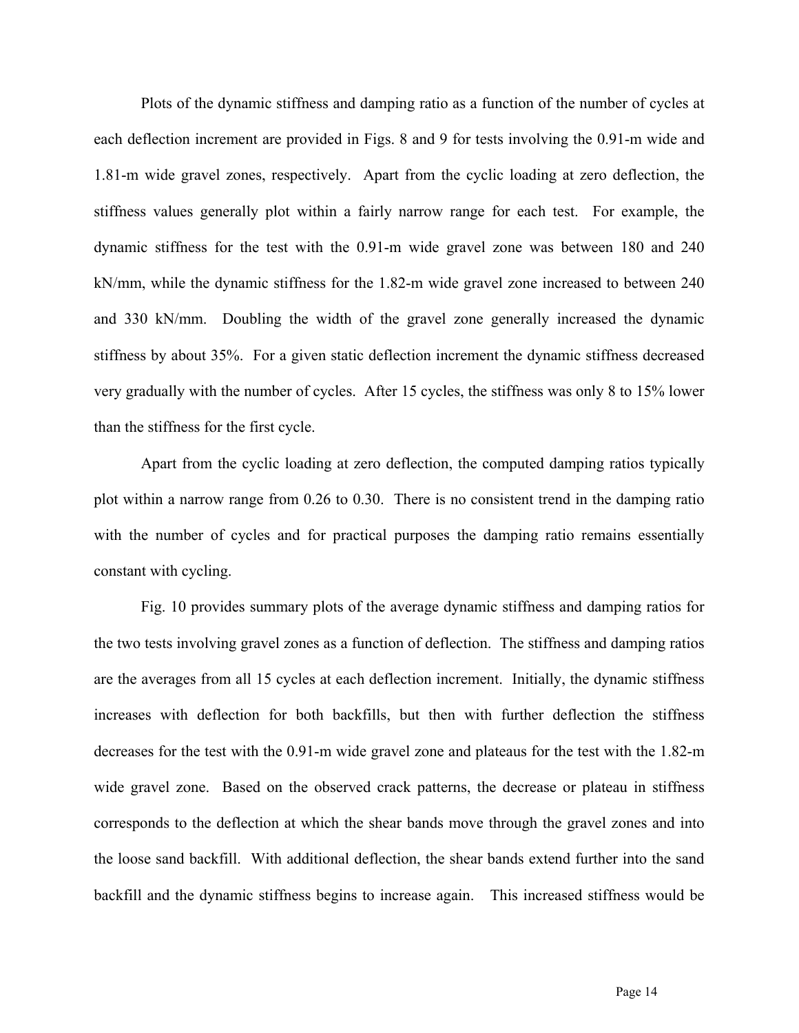Plots of the dynamic stiffness and damping ratio as a function of the number of cycles at each deflection increment are provided in Figs. 8 and 9 for tests involving the 0.91-m wide and 1.81-m wide gravel zones, respectively. Apart from the cyclic loading at zero deflection, the stiffness values generally plot within a fairly narrow range for each test. For example, the dynamic stiffness for the test with the 0.91-m wide gravel zone was between 180 and 240 kN/mm, while the dynamic stiffness for the 1.82-m wide gravel zone increased to between 240 and 330 kN/mm. Doubling the width of the gravel zone generally increased the dynamic stiffness by about 35%. For a given static deflection increment the dynamic stiffness decreased very gradually with the number of cycles. After 15 cycles, the stiffness was only 8 to 15% lower than the stiffness for the first cycle.

Apart from the cyclic loading at zero deflection, the computed damping ratios typically plot within a narrow range from 0.26 to 0.30. There is no consistent trend in the damping ratio with the number of cycles and for practical purposes the damping ratio remains essentially constant with cycling.

Fig. 10 provides summary plots of the average dynamic stiffness and damping ratios for the two tests involving gravel zones as a function of deflection. The stiffness and damping ratios are the averages from all 15 cycles at each deflection increment. Initially, the dynamic stiffness increases with deflection for both backfills, but then with further deflection the stiffness decreases for the test with the 0.91-m wide gravel zone and plateaus for the test with the 1.82-m wide gravel zone. Based on the observed crack patterns, the decrease or plateau in stiffness corresponds to the deflection at which the shear bands move through the gravel zones and into the loose sand backfill. With additional deflection, the shear bands extend further into the sand backfill and the dynamic stiffness begins to increase again. This increased stiffness would be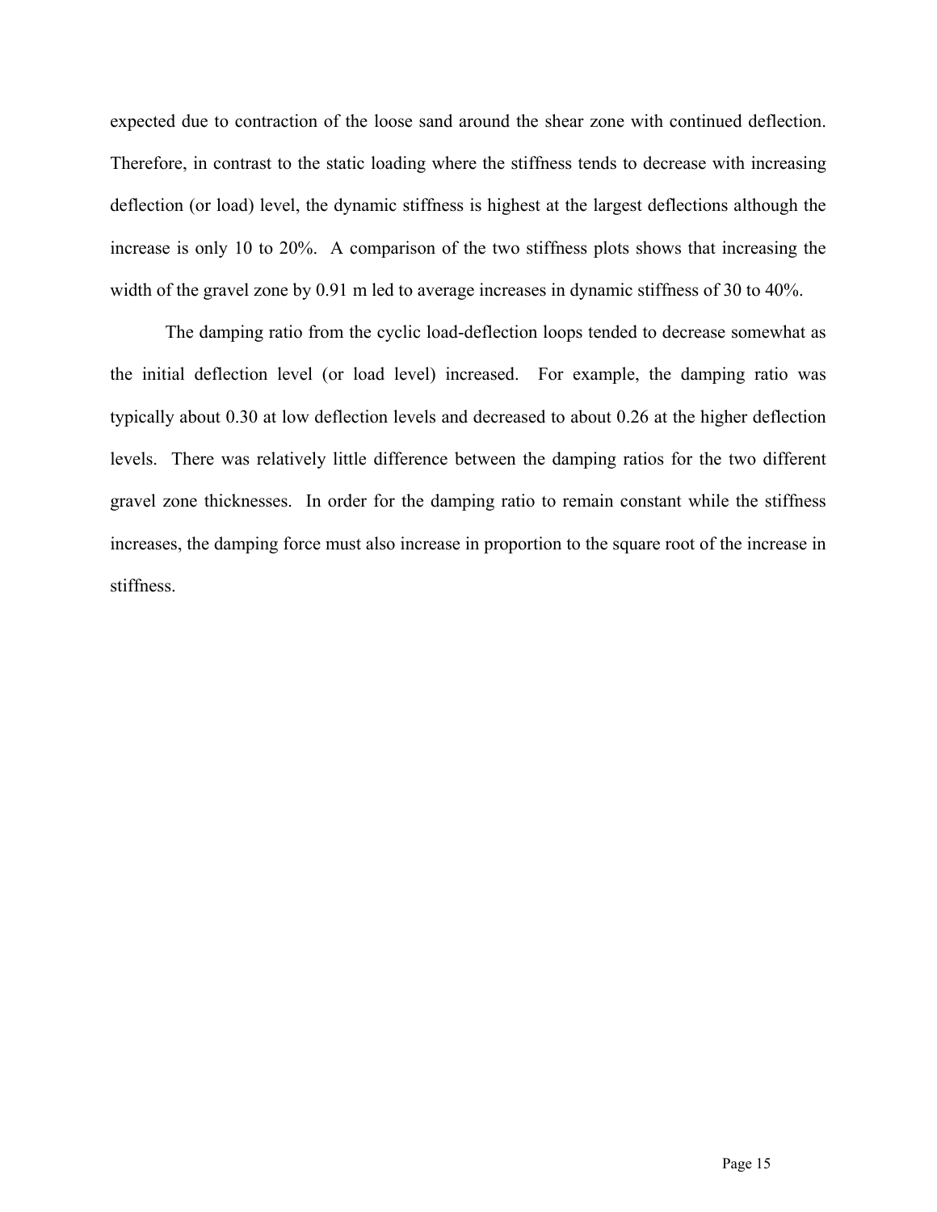expected due to contraction of the loose sand around the shear zone with continued deflection. Therefore, in contrast to the static loading where the stiffness tends to decrease with increasing deflection (or load) level, the dynamic stiffness is highest at the largest deflections although the increase is only 10 to 20%. A comparison of the two stiffness plots shows that increasing the width of the gravel zone by 0.91 m led to average increases in dynamic stiffness of 30 to 40%.

The damping ratio from the cyclic load-deflection loops tended to decrease somewhat as the initial deflection level (or load level) increased. For example, the damping ratio was typically about 0.30 at low deflection levels and decreased to about 0.26 at the higher deflection levels. There was relatively little difference between the damping ratios for the two different gravel zone thicknesses. In order for the damping ratio to remain constant while the stiffness increases, the damping force must also increase in proportion to the square root of the increase in stiffness.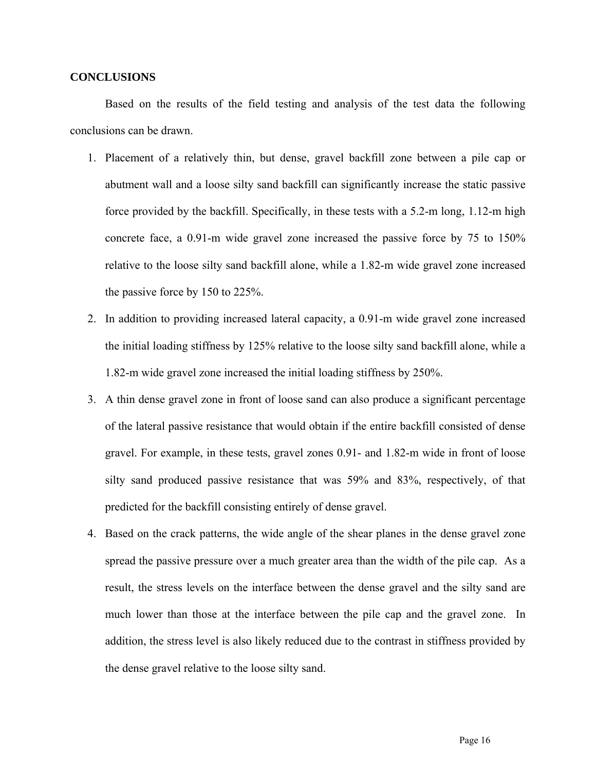## CONCLUSIONS

Based on the results of the field testing and analysis of the test data the following conclusions can be drawn.

1. Placement of a relatively thin, but dense, gravel backfill zone between a pile cap or abutment wall and a loose silty sand backfill can significantly increase the static passive force provided by the backfill. Specifically, in these tests with a 5.2-m long, 1.12-m high concrete face, a 0.91-m wide gravel zone increased the passive force by 75 to 150% relative to the loose silty sand backfill alone, while a 1.82-m wide gravel zone increased the passive force by 150 to 225%.
2. In addition to providing increased lateral capacity, a 0.91-m wide gravel zone increased the initial loading stiffness by 125% relative to the loose silty sand backfill alone, while a 1.82-m wide gravel zone increased the initial loading stiffness by 250%.
3. A thin dense gravel zone in front of loose sand can also produce a significant percentage of the lateral passive resistance that would obtain if the entire backfill consisted of dense gravel. For example, in these tests, gravel zones 0.91- and 1.82-m wide in front of loose silty sand produced passive resistance that was 59% and 83%, respectively, of that predicted for the backfill consisting entirely of dense gravel.
4. Based on the crack patterns, the wide angle of the shear planes in the dense gravel zone spread the passive pressure over a much greater area than the width of the pile cap. As a result, the stress levels on the interface between the dense gravel and the silty sand are much lower than those at the interface between the pile cap and the gravel zone. In addition, the stress level is also likely reduced due to the contrast in stiffness provided by the dense gravel relative to the loose silty sand.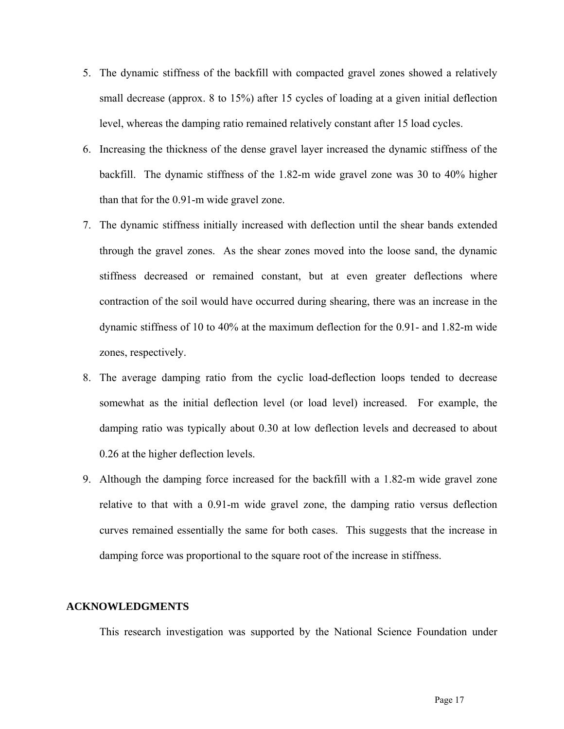5. The dynamic stiffness of the backfill with compacted gravel zones showed a relatively small decrease (approx. 8 to 15%) after 15 cycles of loading at a given initial deflection level, whereas the damping ratio remained relatively constant after 15 load cycles.
6. Increasing the thickness of the dense gravel layer increased the dynamic stiffness of the backfill. The dynamic stiffness of the 1.82-m wide gravel zone was 30 to 40% higher than that for the 0.91-m wide gravel zone.
7. The dynamic stiffness initially increased with deflection until the shear bands extended through the gravel zones. As the shear zones moved into the loose sand, the dynamic stiffness decreased or remained constant, but at even greater deflections where contraction of the soil would have occurred during shearing, there was an increase in the dynamic stiffness of 10 to 40% at the maximum deflection for the 0.91- and 1.82-m wide zones, respectively.
8. The average damping ratio from the cyclic load-deflection loops tended to decrease somewhat as the initial deflection level (or load level) increased. For example, the damping ratio was typically about 0.30 at low deflection levels and decreased to about 0.26 at the higher deflection levels.
9. Although the damping force increased for the backfill with a 1.82-m wide gravel zone relative to that with a 0.91-m wide gravel zone, the damping ratio versus deflection curves remained essentially the same for both cases. This suggests that the increase in damping force was proportional to the square root of the increase in stiffness.

## ACKNOWLEDGMENTS

This research investigation was supported by the National Science Foundation under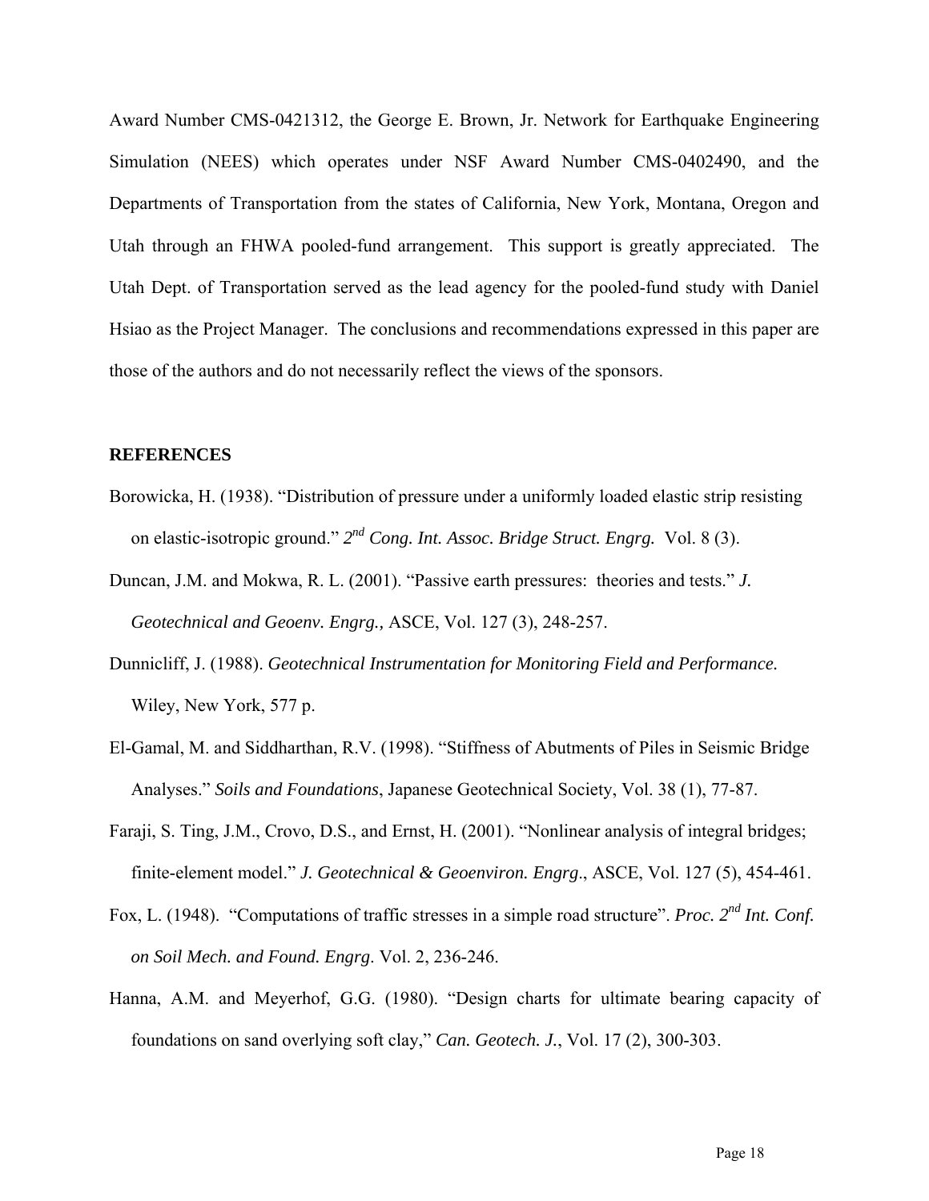Award Number CMS-0421312, the George E. Brown, Jr. Network for Earthquake Engineering Simulation (NEES) which operates under NSF Award Number CMS-0402490, and the Departments of Transportation from the states of California, New York, Montana, Oregon and Utah through an FHWA pooled-fund arrangement. This support is greatly appreciated. The Utah Dept. of Transportation served as the lead agency for the pooled-fund study with Daniel Hsiao as the Project Manager. The conclusions and recommendations expressed in this paper are those of the authors and do not necessarily reflect the views of the sponsors.

**REFERENCES**

Borowicka, H. (1938). "Distribution of pressure under a uniformly loaded elastic strip resisting on elastic-isotropic ground." *2nd Cong. Int. Assoc. Bridge Struct. Engrg.* Vol. 8 (3).

Duncan, J.M. and Mokwa, R. L. (2001). "Passive earth pressures: theories and tests." *J. Geotechnical and Geoenv. Engrg.,* ASCE, Vol. 127 (3), 248-257.

Dunnicliff, J. (1988). *Geotechnical Instrumentation for Monitoring Field and Performance.* Wiley, New York, 577 p.

El-Gamal, M. and Siddharthan, R.V. (1998). "Stiffness of Abutments of Piles in Seismic Bridge Analyses." *Soils and Foundations*, Japanese Geotechnical Society, Vol. 38 (1), 77-87.

Faraji, S. Ting, J.M., Crovo, D.S., and Ernst, H. (2001). "Nonlinear analysis of integral bridges; finite-element model." *J. Geotechnical & Geoenviron. Engrg*., ASCE, Vol. 127 (5), 454-461.

Fox, L. (1948). "Computations of traffic stresses in a simple road structure". *Proc. 2nd Int. Conf. on Soil Mech. and Found. Engrg*. Vol. 2, 236-246.

Hanna, A.M. and Meyerhof, G.G. (1980). "Design charts for ultimate bearing capacity of foundations on sand overlying soft clay," *Can. Geotech. J.*, Vol. 17 (2), 300-303.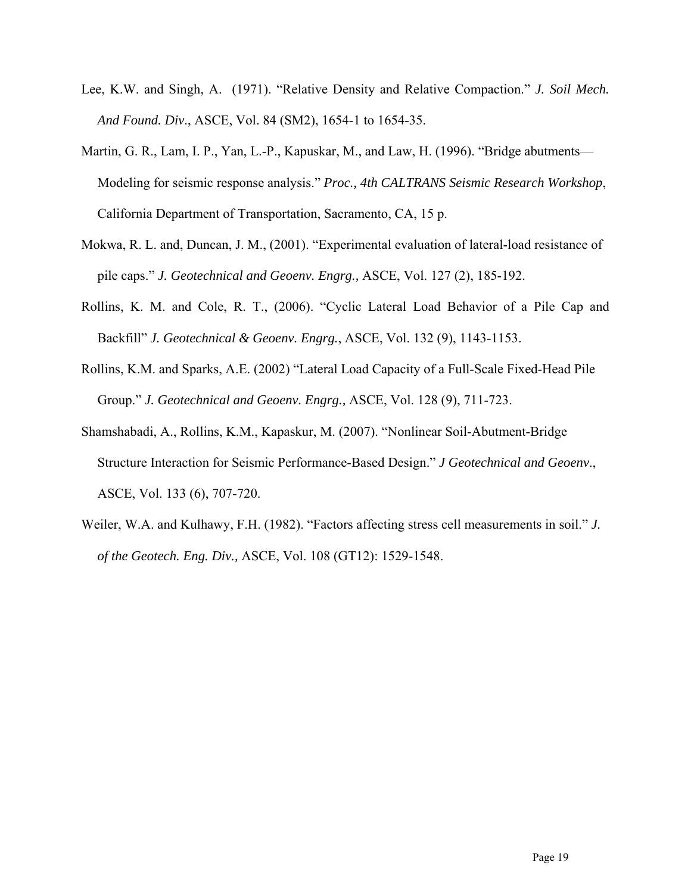Lee, K.W. and Singh, A. (1971). "Relative Density and Relative Compaction." *J. Soil Mech. And Found. Div.*, ASCE, Vol. 84 (SM2), 1654-1 to 1654-35.

Martin, G. R., Lam, I. P., Yan, L.-P., Kapuskar, M., and Law, H. (1996). "Bridge abutments—Modeling for seismic response analysis." *Proc., 4th CALTRANS Seismic Research Workshop*, California Department of Transportation, Sacramento, CA, 15 p.

Mokwa, R. L. and, Duncan, J. M., (2001). "Experimental evaluation of lateral-load resistance of pile caps." *J. Geotechnical and Geoenv. Engrg.,* ASCE, Vol. 127 (2), 185-192.

Rollins, K. M. and Cole, R. T., (2006). "Cyclic Lateral Load Behavior of a Pile Cap and Backfill" *J. Geotechnical & Geoenv. Engrg.*, ASCE, Vol. 132 (9), 1143-1153.

Rollins, K.M. and Sparks, A.E. (2002) "Lateral Load Capacity of a Full-Scale Fixed-Head Pile Group." *J. Geotechnical and Geoenv. Engrg.,* ASCE, Vol. 128 (9), 711-723.

Shamshabadi, A., Rollins, K.M., Kapaskur, M. (2007). "Nonlinear Soil-Abutment-Bridge Structure Interaction for Seismic Performance-Based Design." *J Geotechnical and Geoenv*., ASCE, Vol. 133 (6), 707-720.

Weiler, W.A. and Kulhawy, F.H. (1982). "Factors affecting stress cell measurements in soil." *J. of the Geotech. Eng. Div.,* ASCE, Vol. 108 (GT12): 1529-1548.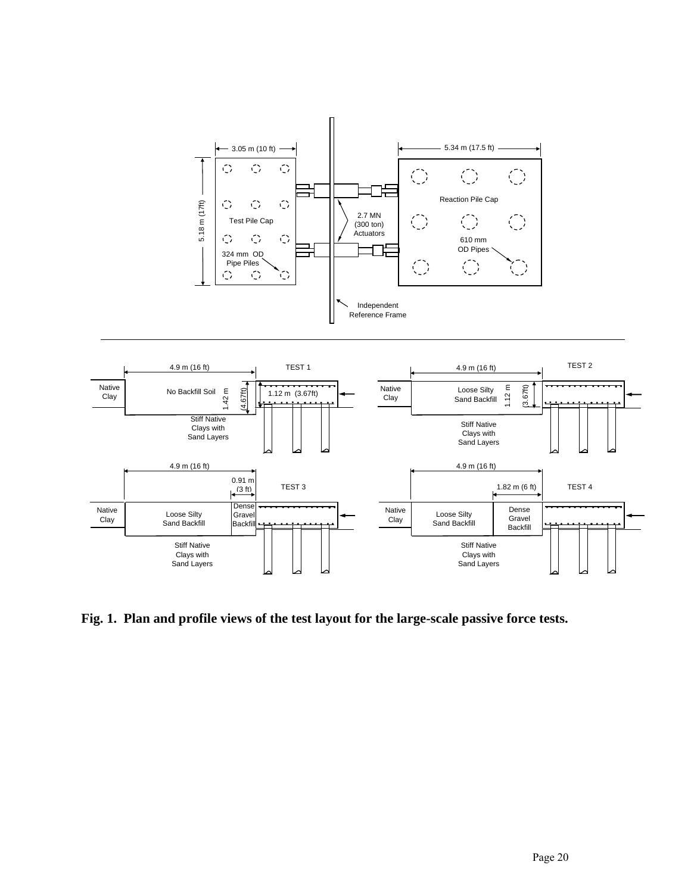**Fig. 1. Plan and profile views of the test layout for the large-scale passive force tests.**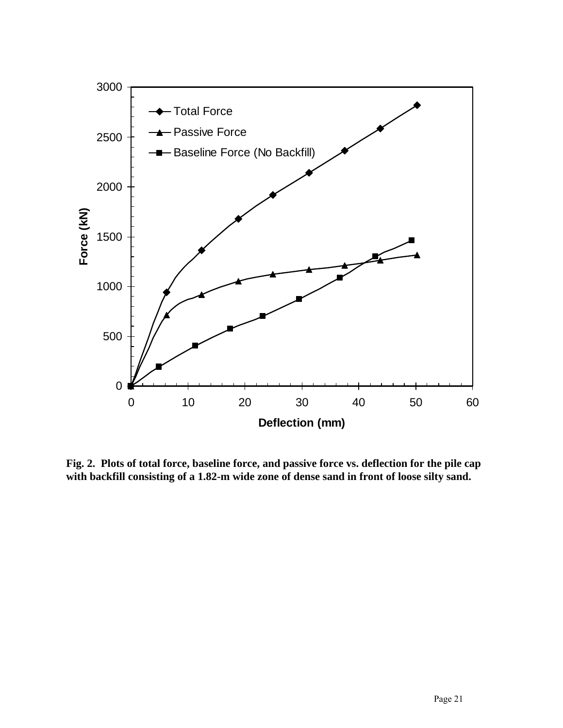**Fig. 2. Plots of total force, baseline force, and passive force vs. deflection for the pile cap with backfill consisting of a 1.82-m wide zone of dense sand in front of loose silty sand.**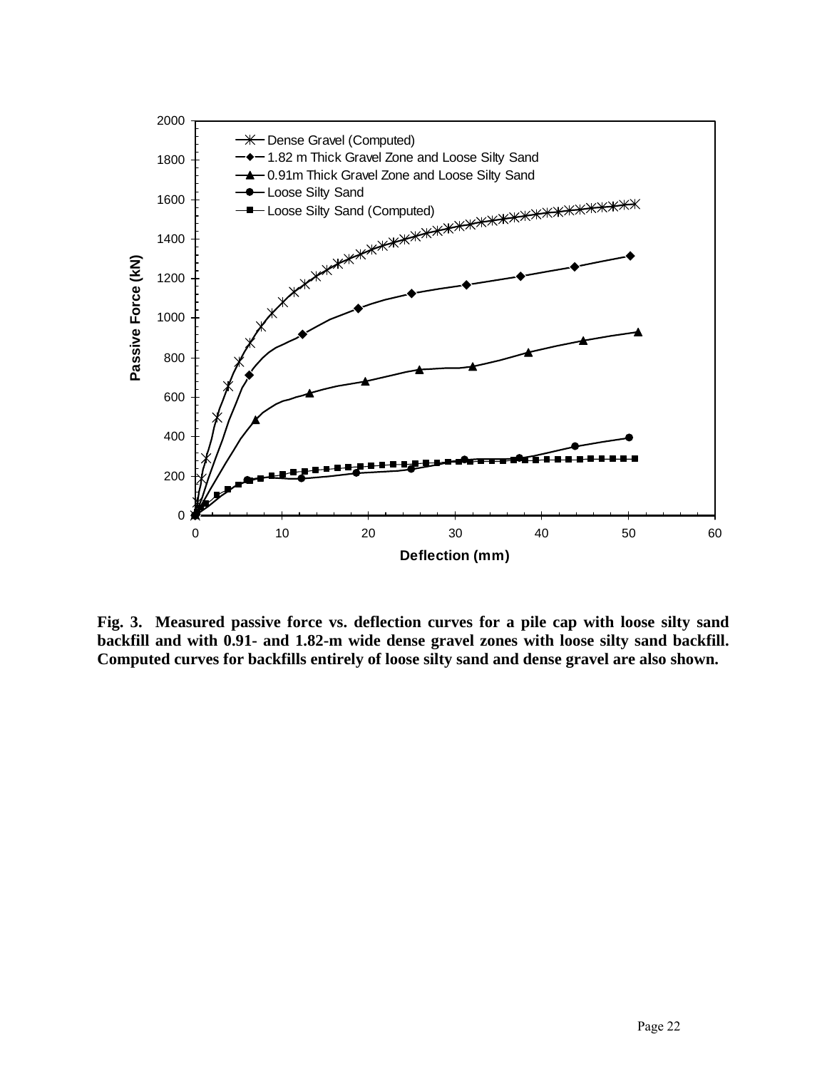**Fig. 3. Measured passive force vs. deflection curves for a pile cap with loose silty sand backfill and with 0.91- and 1.82-m wide dense gravel zones with loose silty sand backfill. Computed curves for backfills entirely of loose silty sand and dense gravel are also shown.**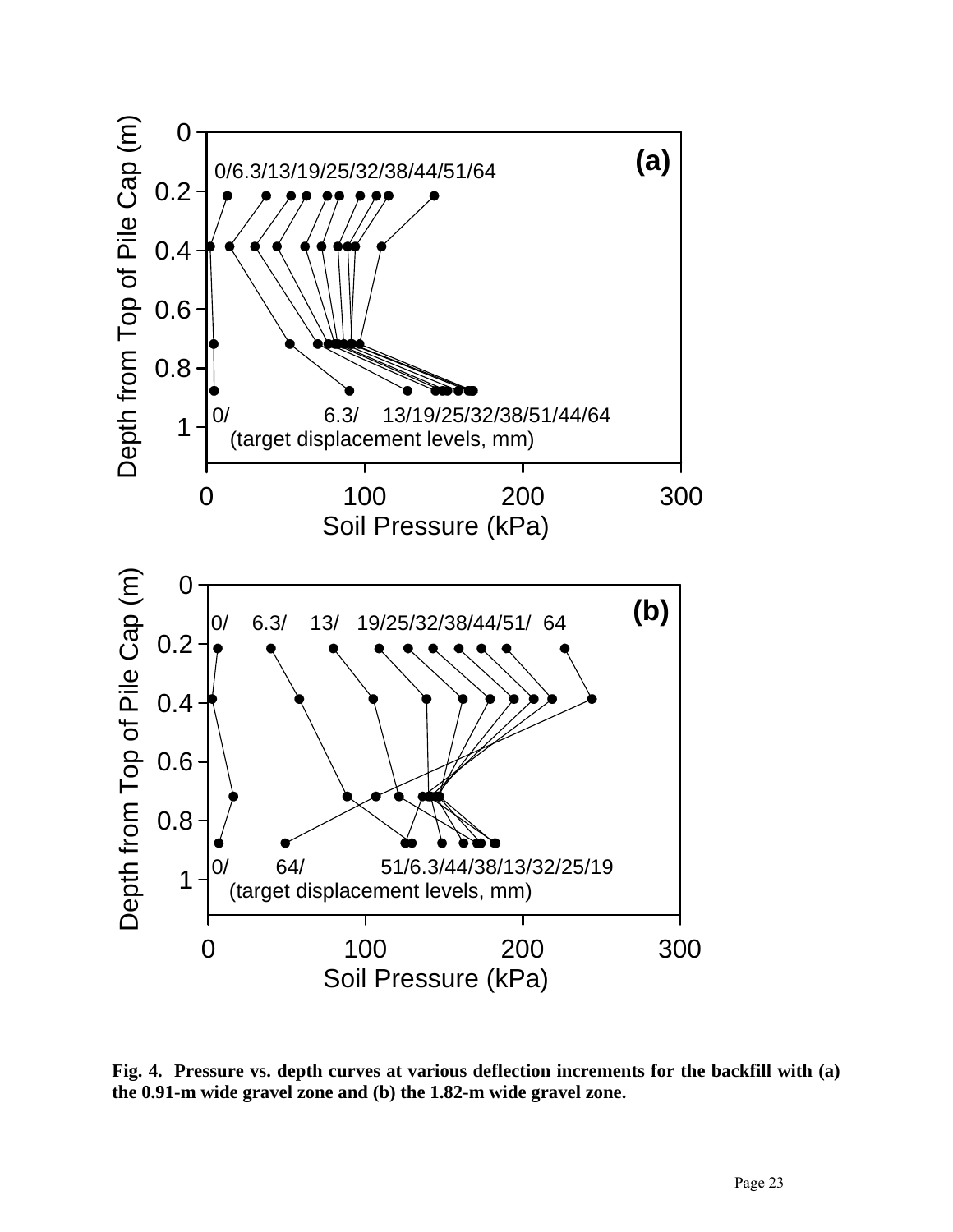**Fig. 4. Pressure vs. depth curves at various deflection increments for the backfill with (a) the 0.91-m wide gravel zone and (b) the 1.82-m wide gravel zone.**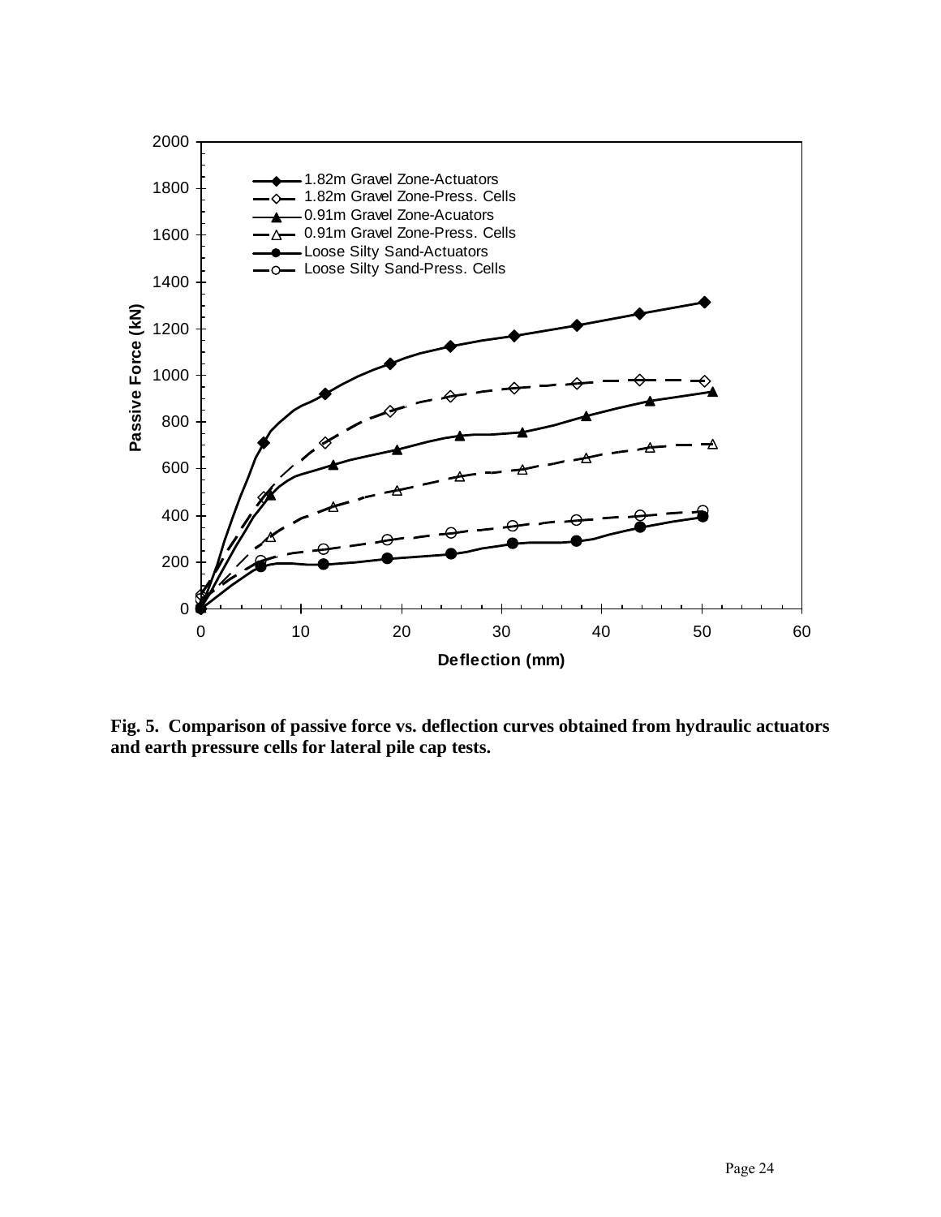**Fig. 5. Comparison of passive force vs. deflection curves obtained from hydraulic actuators and earth pressure cells for lateral pile cap tests.**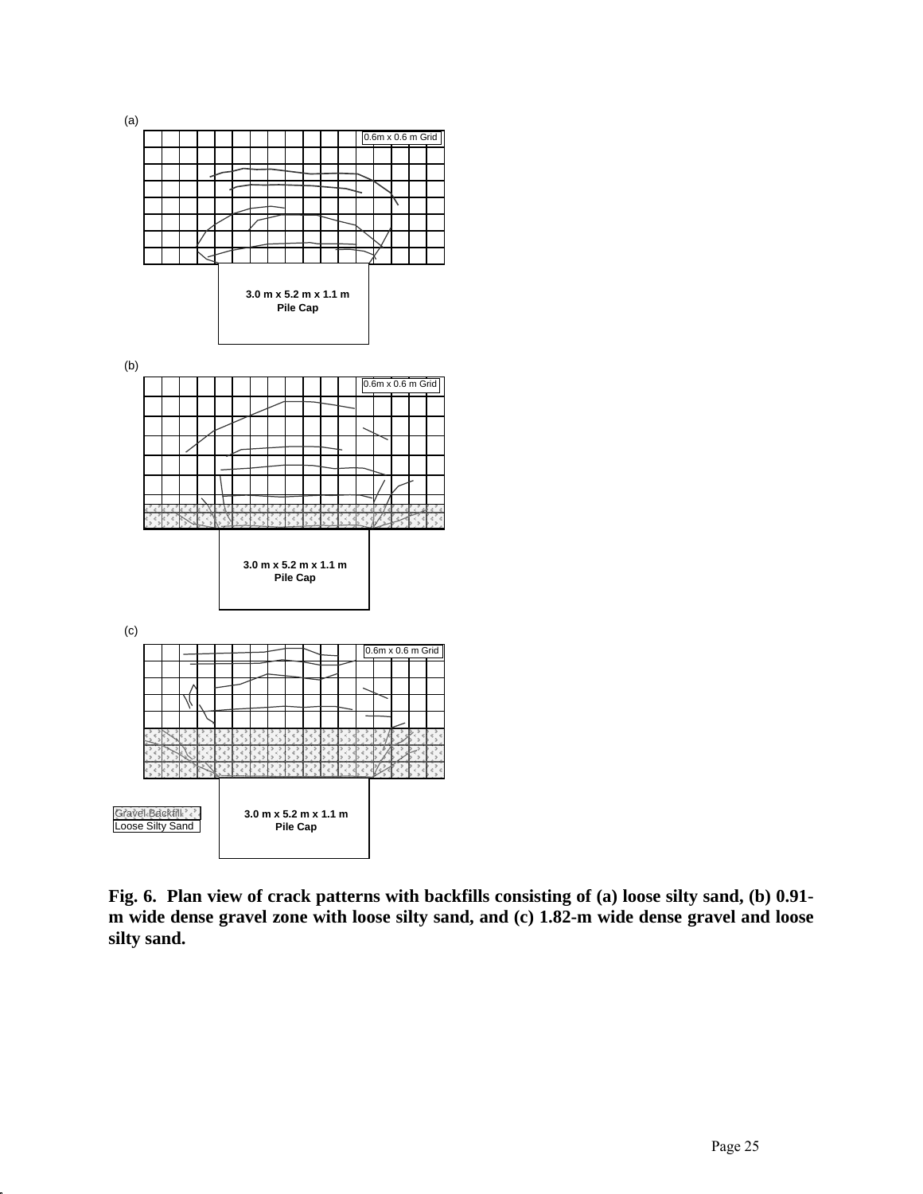**Fig. 6. Plan view of crack patterns with backfills consisting of (a) loose silty sand, (b) 0.91-m wide dense gravel zone with loose silty sand, and (c) 1.82-m wide dense gravel and loose silty sand.**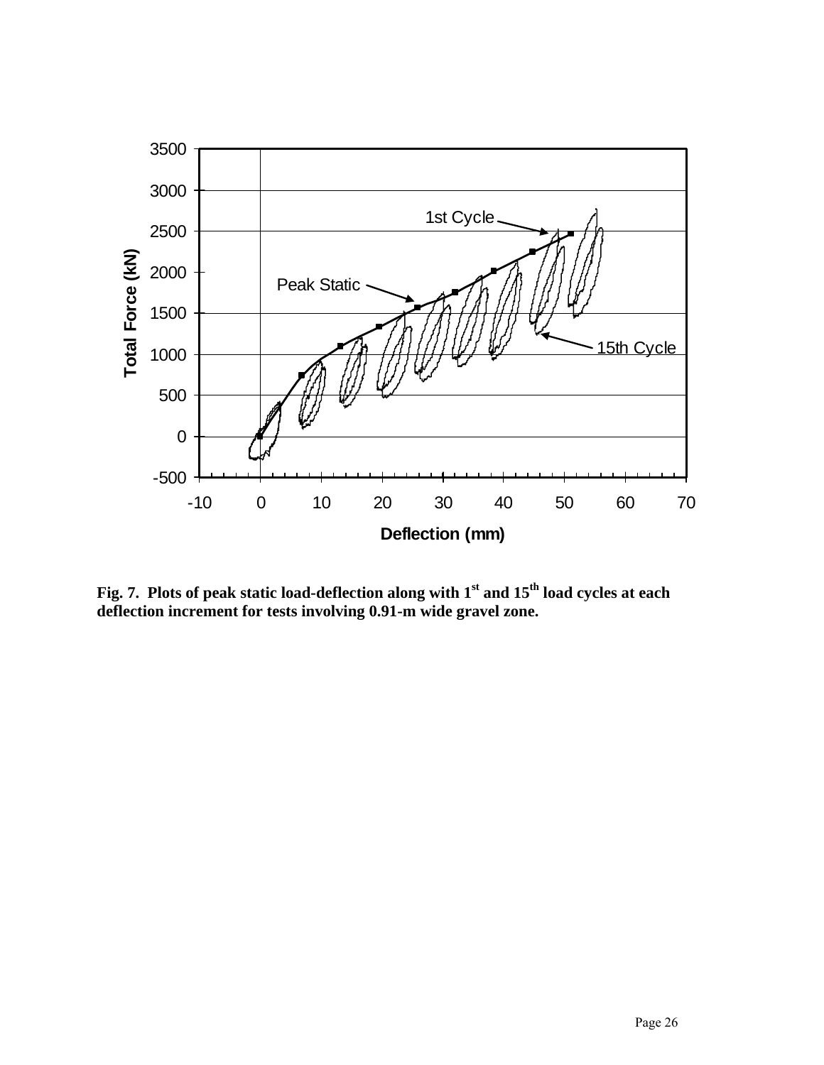**Fig. 7. Plots of peak static load-deflection along with 1st and 15th load cycles at each deflection increment for tests involving 0.91-m wide gravel zone.**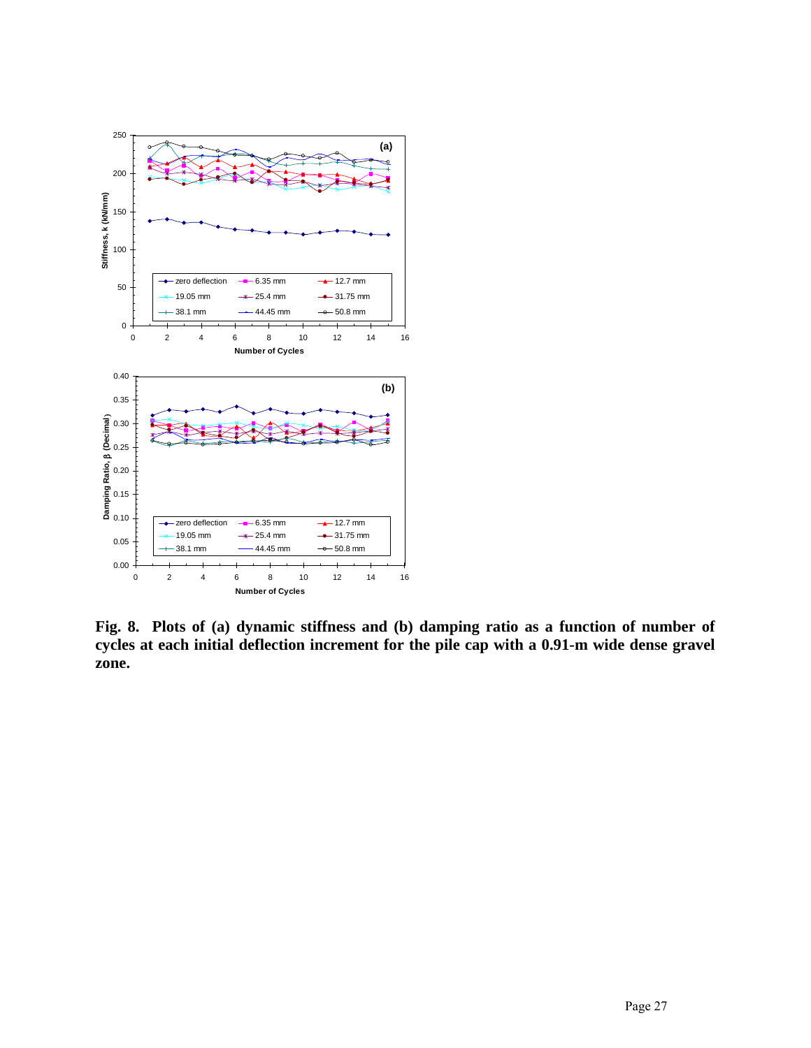**Fig. 8. Plots of (a) dynamic stiffness and (b) damping ratio as a function of number of cycles at each initial deflection increment for the pile cap with a 0.91-m wide dense gravel zone.**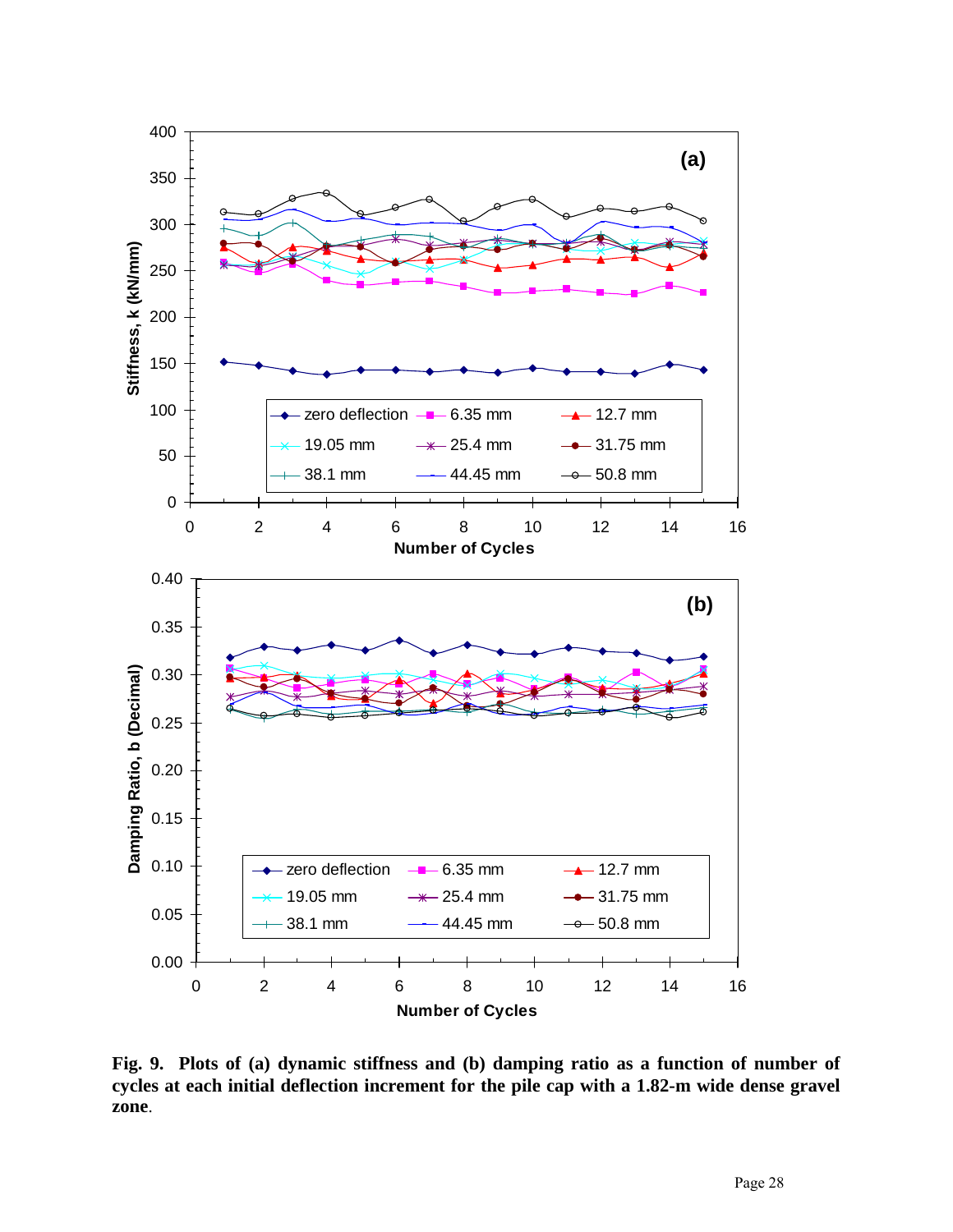**Fig. 9. Plots of (a) dynamic stiffness and (b) damping ratio as a function of number of cycles at each initial deflection increment for the pile cap with a 1.82-m wide dense gravel zone.**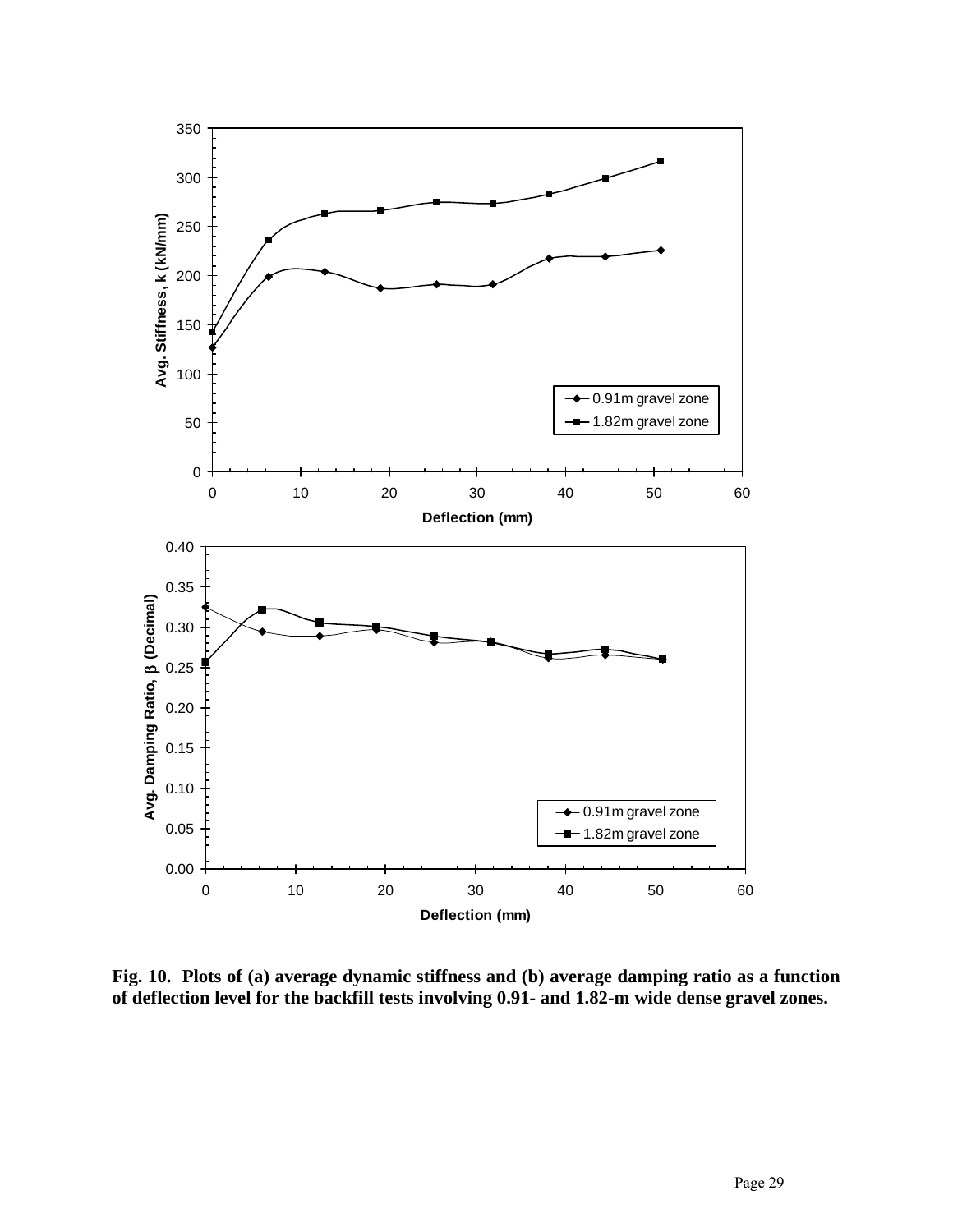**Fig. 10. Plots of (a) average dynamic stiffness and (b) average damping ratio as a function of deflection level for the backfill tests involving 0.91- and 1.82-m wide dense gravel zones.**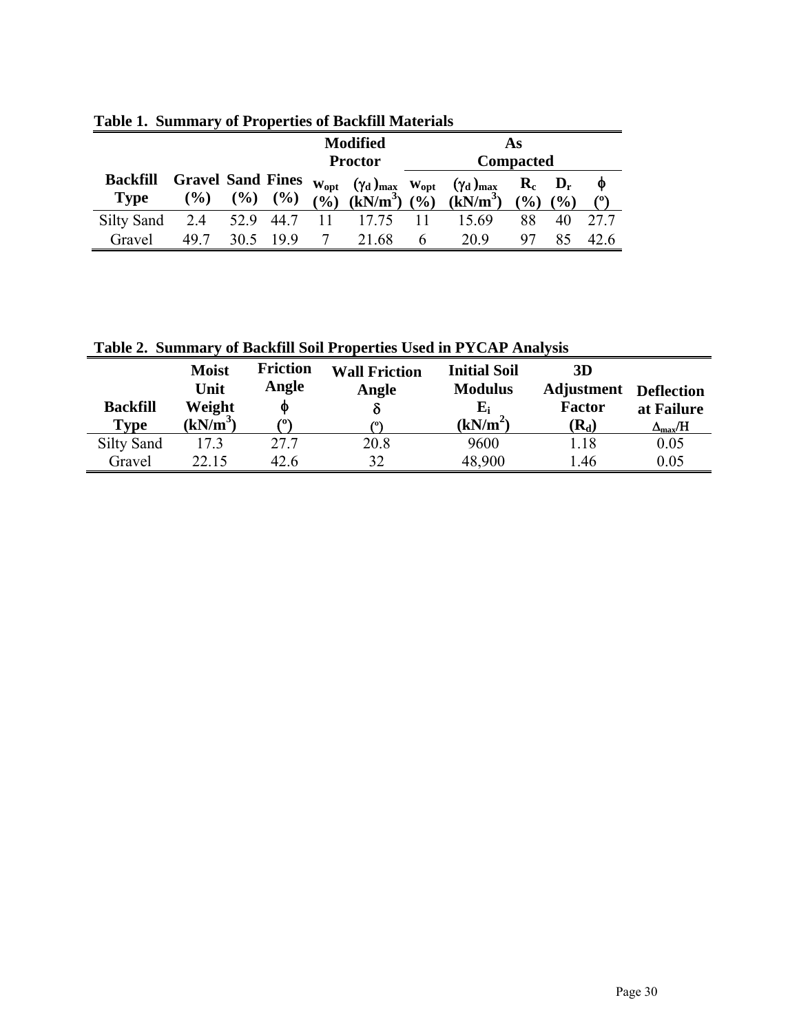**Table 1. Summary of Properties of Backfill Materials**

| Backfill Type | Gravel (%) | Sand (%) | Fines (%) | Modified Proctor $w_{opt}$ (%) | Modified Proctor $(\gamma_d)_{max}$ (kN/m$^3$) | As Compacted $w_{opt}$ (%) | As Compacted $(\gamma_d)_{max}$ (kN/m$^3$) | As Compacted $R_c$ (%) | As Compacted $D_r$ (%) | As Compacted $\phi$ (°) |
|---|---|---|---|---|---|---|---|---|---|---|
| Silty Sand | 2.4 | 52.9 | 44.7 | 11 | 17.75 | 11 | 15.69 | 88 | 40 | 27.7 |
| Gravel | 49.7 | 30.5 | 19.9 | 7 | 21.68 | 6 | 20.9 | 97 | 85 | 42.6 |

**Table 2. Summary of Backfill Soil Properties Used in PYCAP Analysis**

| Backfill Type | Moist Unit Weight (kN/m$^3$) | Friction Angle $\phi$ (°) | Wall Friction Angle $\delta$ (°) | Initial Soil Modulus $E_i$ (kN/m$^2$) | 3D Adjustment Factor ($R_d$) | Deflection at Failure $\Delta_{max}/H$ |
|---|---|---|---|---|---|---|
| Silty Sand | 17.3 | 27.7 | 20.8 | 9600 | 1.18 | 0.05 |
| Gravel | 22.15 | 42.6 | 32 | 48,900 | 1.46 | 0.05 |